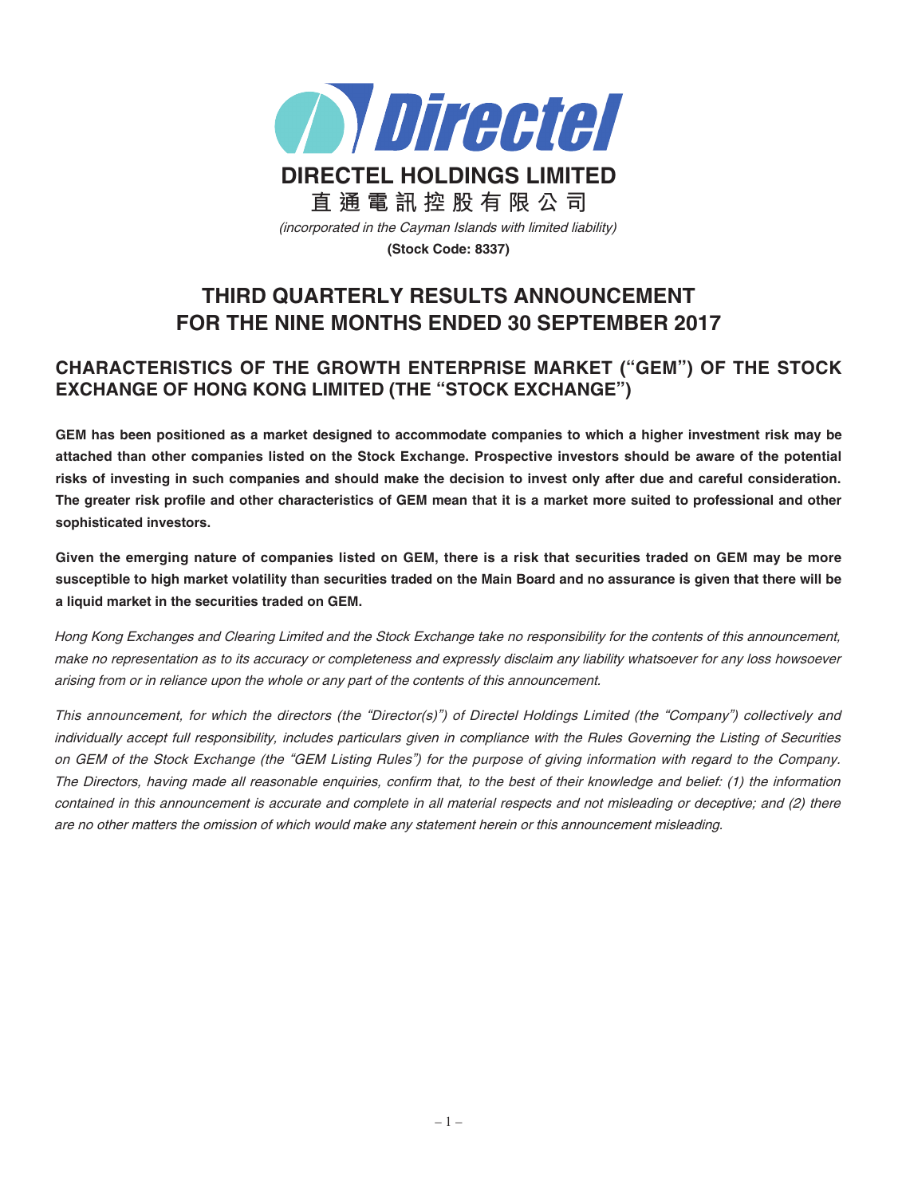# DIRECTEL HOLDINGS LIMITED

**直通電訊控股有限公司**

*(incorporated in the Cayman Islands with limited liability)*

**(Stock Code: 8337)**

# THIRD QUARTERLY RESULTS ANNOUNCEMENT FOR THE NINE MONTHS ENDED 30 SEPTEMBER 2017

## CHARACTERISTICS OF THE GROWTH ENTERPRISE MARKET ("GEM") OF THE STOCK EXCHANGE OF HONG KONG LIMITED (THE "STOCK EXCHANGE")

**GEM has been positioned as a market designed to accommodate companies to which a higher investment risk may be attached than other companies listed on the Stock Exchange. Prospective investors should be aware of the potential risks of investing in such companies and should make the decision to invest only after due and careful consideration. The greater risk profile and other characteristics of GEM mean that it is a market more suited to professional and other sophisticated investors.**

**Given the emerging nature of companies listed on GEM, there is a risk that securities traded on GEM may be more susceptible to high market volatility than securities traded on the Main Board and no assurance is given that there will be a liquid market in the securities traded on GEM.**

*Hong Kong Exchanges and Clearing Limited and the Stock Exchange take no responsibility for the contents of this announcement, make no representation as to its accuracy or completeness and expressly disclaim any liability whatsoever for any loss howsoever arising from or in reliance upon the whole or any part of the contents of this announcement.*

*This announcement, for which the directors (the "Director(s)") of Directel Holdings Limited (the "Company") collectively and individually accept full responsibility, includes particulars given in compliance with the Rules Governing the Listing of Securities on GEM of the Stock Exchange (the "GEM Listing Rules") for the purpose of giving information with regard to the Company. The Directors, having made all reasonable enquiries, confirm that, to the best of their knowledge and belief: (1) the information contained in this announcement is accurate and complete in all material respects and not misleading or deceptive; and (2) there are no other matters the omission of which would make any statement herein or this announcement misleading.*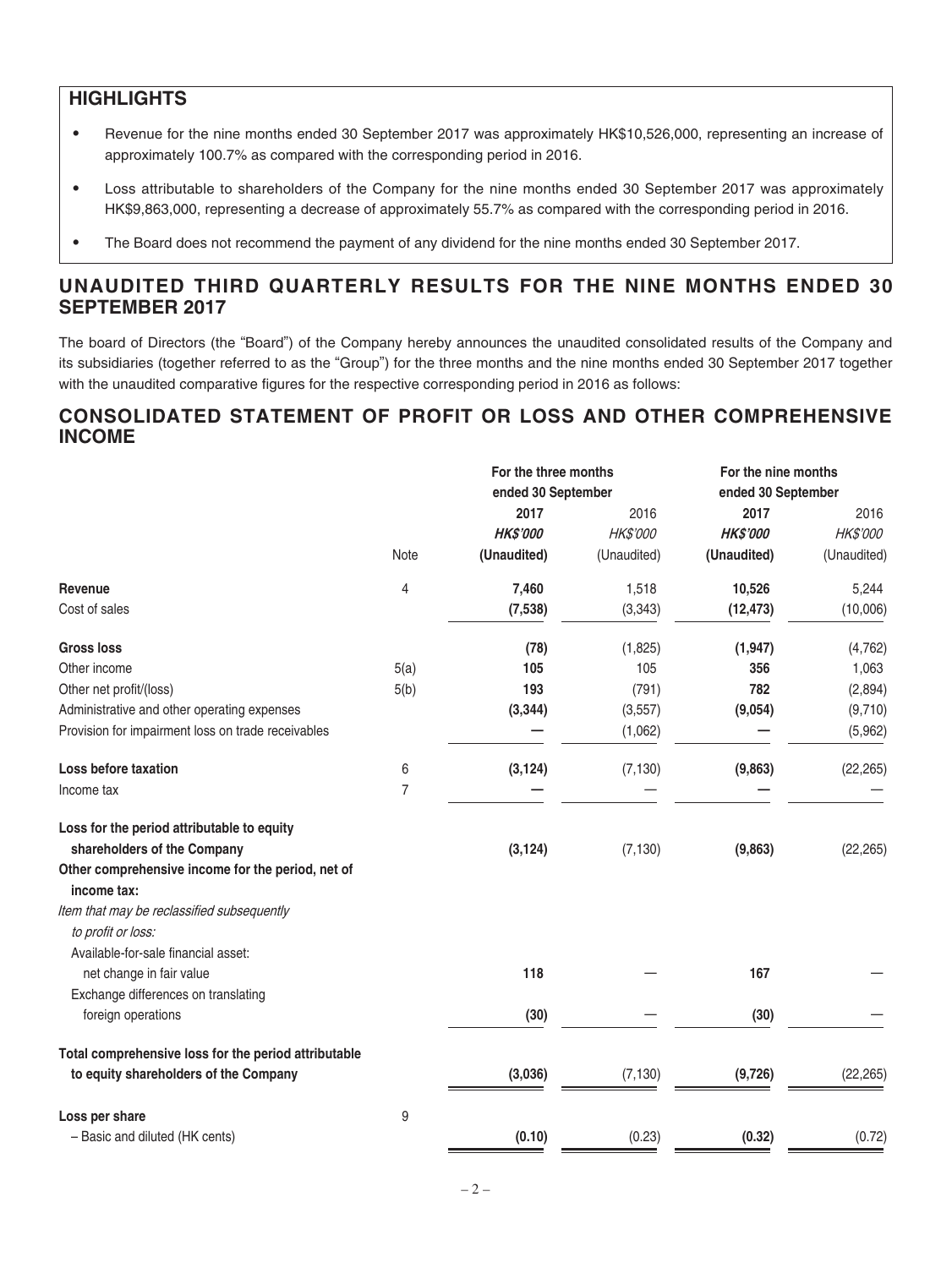## HIGHLIGHTS

- Revenue for the nine months ended 30 September 2017 was approximately HK$10,526,000, representing an increase of approximately 100.7% as compared with the corresponding period in 2016.
- Loss attributable to shareholders of the Company for the nine months ended 30 September 2017 was approximately HK$9,863,000, representing a decrease of approximately 55.7% as compared with the corresponding period in 2016.
- The Board does not recommend the payment of any dividend for the nine months ended 30 September 2017.

## UNAUDITED THIRD QUARTERLY RESULTS FOR THE NINE MONTHS ENDED 30 SEPTEMBER 2017

The board of Directors (the "Board") of the Company hereby announces the unaudited consolidated results of the Company and its subsidiaries (together referred to as the "Group") for the three months and the nine months ended 30 September 2017 together with the unaudited comparative figures for the respective corresponding period in 2016 as follows:

## CONSOLIDATED STATEMENT OF PROFIT OR LOSS AND OTHER COMPREHENSIVE INCOME

| | | For the three months ended 30 September | | For the nine months ended 30 September | |
|---|---|---|---|---|---|
| | | **2017** | 2016 | **2017** | 2016 |
| | | ***HK$'000*** | *HK$'000* | ***HK$'000*** | *HK$'000* |
| | Note | **(Unaudited)** | (Unaudited) | **(Unaudited)** | (Unaudited) |
| **Revenue** | 4 | **7,460** | 1,518 | **10,526** | 5,244 |
| Cost of sales | | **(7,538)** | (3,343) | **(12,473)** | (10,006) |
| **Gross loss** | | **(78)** | (1,825) | **(1,947)** | (4,762) |
| Other income | 5(a) | **105** | 105 | **356** | 1,063 |
| Other net profit/(loss) | 5(b) | **193** | (791) | **782** | (2,894) |
| Administrative and other operating expenses | | **(3,344)** | (3,557) | **(9,054)** | (9,710) |
| Provision for impairment loss on trade receivables | | **—** | (1,062) | **—** | (5,962) |
| **Loss before taxation** | 6 | **(3,124)** | (7,130) | **(9,863)** | (22,265) |
| Income tax | 7 | **—** | — | **—** | — |
| **Loss for the period attributable to equity shareholders of the Company** | | **(3,124)** | (7,130) | **(9,863)** | (22,265) |
| **Other comprehensive income for the period, net of income tax:** | | | | | |
| *Item that may be reclassified subsequently to profit or loss:* | | | | | |
| Available-for-sale financial asset: net change in fair value | | **118** | — | **167** | — |
| Exchange differences on translating foreign operations | | **(30)** | — | **(30)** | — |
| **Total comprehensive loss for the period attributable to equity shareholders of the Company** | | **(3,036)** | (7,130) | **(9,726)** | (22,265) |
| **Loss per share** | 9 | | | | |
| – Basic and diluted (HK cents) | | **(0.10)** | (0.23) | **(0.32)** | (0.72) |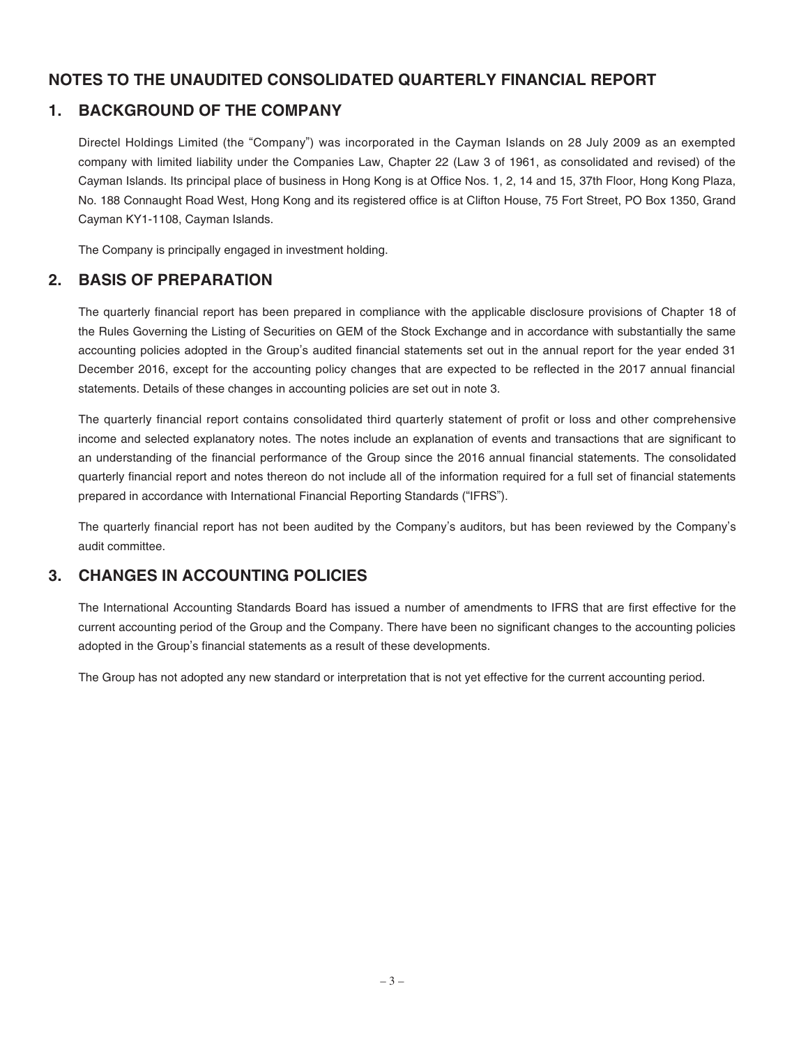# NOTES TO THE UNAUDITED CONSOLIDATED QUARTERLY FINANCIAL REPORT

## 1. BACKGROUND OF THE COMPANY

Directel Holdings Limited (the "Company") was incorporated in the Cayman Islands on 28 July 2009 as an exempted company with limited liability under the Companies Law, Chapter 22 (Law 3 of 1961, as consolidated and revised) of the Cayman Islands. Its principal place of business in Hong Kong is at Office Nos. 1, 2, 14 and 15, 37th Floor, Hong Kong Plaza, No. 188 Connaught Road West, Hong Kong and its registered office is at Clifton House, 75 Fort Street, PO Box 1350, Grand Cayman KY1-1108, Cayman Islands.

The Company is principally engaged in investment holding.

## 2. BASIS OF PREPARATION

The quarterly financial report has been prepared in compliance with the applicable disclosure provisions of Chapter 18 of the Rules Governing the Listing of Securities on GEM of the Stock Exchange and in accordance with substantially the same accounting policies adopted in the Group's audited financial statements set out in the annual report for the year ended 31 December 2016, except for the accounting policy changes that are expected to be reflected in the 2017 annual financial statements. Details of these changes in accounting policies are set out in note 3.

The quarterly financial report contains consolidated third quarterly statement of profit or loss and other comprehensive income and selected explanatory notes. The notes include an explanation of events and transactions that are significant to an understanding of the financial performance of the Group since the 2016 annual financial statements. The consolidated quarterly financial report and notes thereon do not include all of the information required for a full set of financial statements prepared in accordance with International Financial Reporting Standards ("IFRS").

The quarterly financial report has not been audited by the Company's auditors, but has been reviewed by the Company's audit committee.

## 3. CHANGES IN ACCOUNTING POLICIES

The International Accounting Standards Board has issued a number of amendments to IFRS that are first effective for the current accounting period of the Group and the Company. There have been no significant changes to the accounting policies adopted in the Group's financial statements as a result of these developments.

The Group has not adopted any new standard or interpretation that is not yet effective for the current accounting period.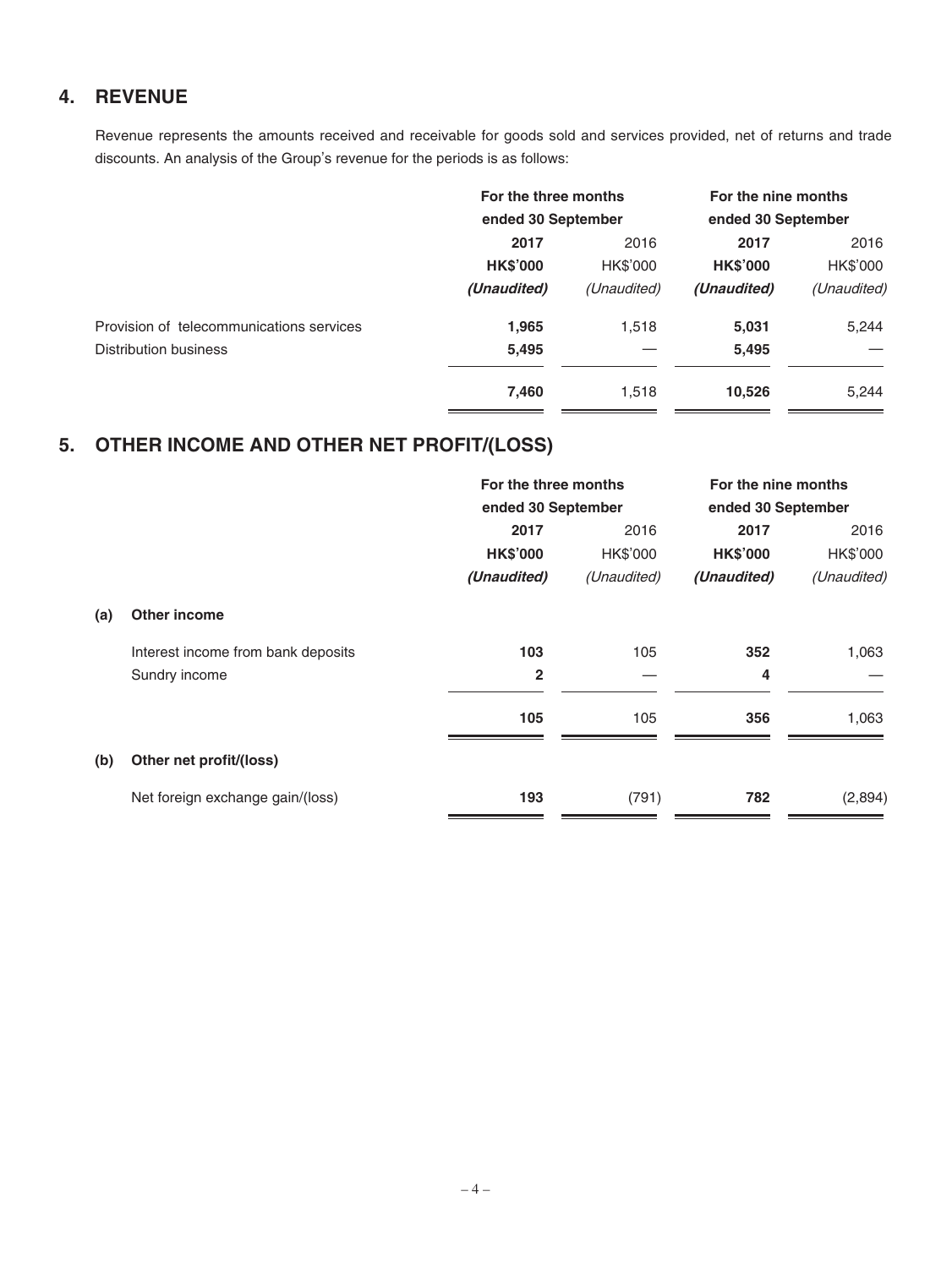## 4. REVENUE

Revenue represents the amounts received and receivable for goods sold and services provided, net of returns and trade discounts. An analysis of the Group's revenue for the periods is as follows:

| | For the three months ended 30 September | | For the nine months ended 30 September | |
|---|---|---|---|---|
| | **2017** | 2016 | **2017** | 2016 |
| | **HK$'000** | HK$'000 | **HK$'000** | HK$'000 |
| | ***(Unaudited)*** | *(Unaudited)* | ***(Unaudited)*** | *(Unaudited)* |
| Provision of telecommunications services | **1,965** | 1,518 | **5,031** | 5,244 |
| Distribution business | **5,495** | — | **5,495** | — |
| | **7,460** | 1,518 | **10,526** | 5,244 |

## 5. OTHER INCOME AND OTHER NET PROFIT/(LOSS)

| | For the three months ended 30 September | | For the nine months ended 30 September | |
|---|---|---|---|---|
| | **2017** | 2016 | **2017** | 2016 |
| | **HK$'000** | HK$'000 | **HK$'000** | HK$'000 |
| | ***(Unaudited)*** | *(Unaudited)* | ***(Unaudited)*** | *(Unaudited)* |
| **(a) Other income** | | | | |
| Interest income from bank deposits | **103** | 105 | **352** | 1,063 |
| Sundry income | **2** | — | **4** | — |
| | **105** | 105 | **356** | 1,063 |
| **(b) Other net profit/(loss)** | | | | |
| Net foreign exchange gain/(loss) | **193** | (791) | **782** | (2,894) |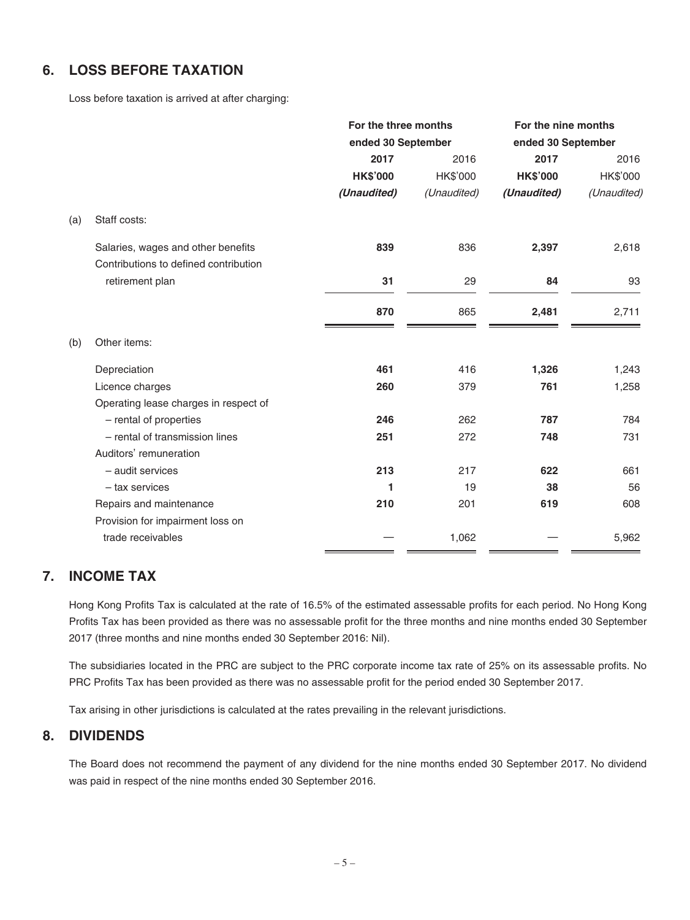## 6. LOSS BEFORE TAXATION

Loss before taxation is arrived at after charging:

| | | For the three months ended 30 September | | For the nine months ended 30 September | |
|---|---|---|---|---|---|
| | | **2017** | 2016 | **2017** | 2016 |
| | | **HK$'000** | HK$'000 | **HK$'000** | HK$'000 |
| | | ***(Unaudited)*** | *(Unaudited)* | ***(Unaudited)*** | *(Unaudited)* |
| (a) | Staff costs: | | | | |
| | Salaries, wages and other benefits | **839** | 836 | **2,397** | 2,618 |
| | Contributions to defined contribution retirement plan | **31** | 29 | **84** | 93 |
| | | **870** | 865 | **2,481** | 2,711 |
| (b) | Other items: | | | | |
| | Depreciation | **461** | 416 | **1,326** | 1,243 |
| | Licence charges | **260** | 379 | **761** | 1,258 |
| | Operating lease charges in respect of | | | | |
| | – rental of properties | **246** | 262 | **787** | 784 |
| | – rental of transmission lines | **251** | 272 | **748** | 731 |
| | Auditors' remuneration | | | | |
| | – audit services | **213** | 217 | **622** | 661 |
| | – tax services | **1** | 19 | **38** | 56 |
| | Repairs and maintenance | **210** | 201 | **619** | 608 |
| | Provision for impairment loss on trade receivables | **—** | 1,062 | **—** | 5,962 |

## 7. INCOME TAX

Hong Kong Profits Tax is calculated at the rate of 16.5% of the estimated assessable profits for each period. No Hong Kong Profits Tax has been provided as there was no assessable profit for the three months and nine months ended 30 September 2017 (three months and nine months ended 30 September 2016: Nil).

The subsidiaries located in the PRC are subject to the PRC corporate income tax rate of 25% on its assessable profits. No PRC Profits Tax has been provided as there was no assessable profit for the period ended 30 September 2017.

Tax arising in other jurisdictions is calculated at the rates prevailing in the relevant jurisdictions.

## 8. DIVIDENDS

The Board does not recommend the payment of any dividend for the nine months ended 30 September 2017. No dividend was paid in respect of the nine months ended 30 September 2016.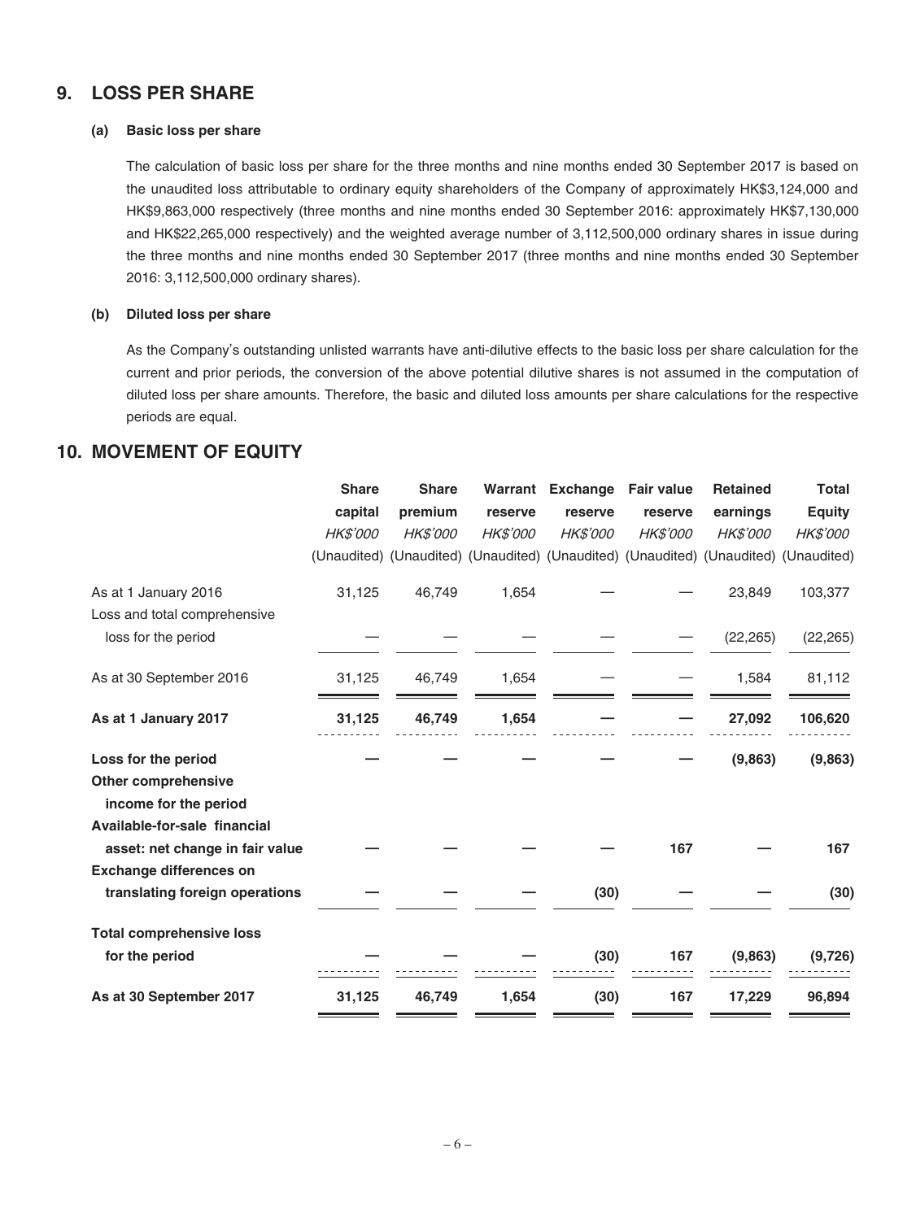## 9. LOSS PER SHARE

### (a) Basic loss per share

The calculation of basic loss per share for the three months and nine months ended 30 September 2017 is based on the unaudited loss attributable to ordinary equity shareholders of the Company of approximately HK$3,124,000 and HK$9,863,000 respectively (three months and nine months ended 30 September 2016: approximately HK$7,130,000 and HK$22,265,000 respectively) and the weighted average number of 3,112,500,000 ordinary shares in issue during the three months and nine months ended 30 September 2017 (three months and nine months ended 30 September 2016: 3,112,500,000 ordinary shares).

### (b) Diluted loss per share

As the Company's outstanding unlisted warrants have anti-dilutive effects to the basic loss per share calculation for the current and prior periods, the conversion of the above potential dilutive shares is not assumed in the computation of diluted loss per share amounts. Therefore, the basic and diluted loss amounts per share calculations for the respective periods are equal.

## 10. MOVEMENT OF EQUITY

| | Share capital | Share premium | Warrant reserve | Exchange reserve | Fair value reserve | Retained earnings | Total Equity |
|---|---|---|---|---|---|---|---|
| | *HK$'000* | *HK$'000* | *HK$'000* | *HK$'000* | *HK$'000* | *HK$'000* | *HK$'000* |
| | (Unaudited) | (Unaudited) | (Unaudited) | (Unaudited) | (Unaudited) | (Unaudited) | (Unaudited) |
| As at 1 January 2016 | 31,125 | 46,749 | 1,654 | — | — | 23,849 | 103,377 |
| Loss and total comprehensive loss for the period | — | — | — | — | — | (22,265) | (22,265) |
| As at 30 September 2016 | 31,125 | 46,749 | 1,654 | — | — | 1,584 | 81,112 |
| **As at 1 January 2017** | **31,125** | **46,749** | **1,654** | **—** | **—** | **27,092** | **106,620** |
| **Loss for the period** | **—** | **—** | **—** | **—** | **—** | **(9,863)** | **(9,863)** |
| **Other comprehensive income for the period** | | | | | | | |
| **Available-for-sale financial asset: net change in fair value** | **—** | **—** | **—** | **—** | **167** | **—** | **167** |
| **Exchange differences on translating foreign operations** | **—** | **—** | **—** | **(30)** | **—** | **—** | **(30)** |
| **Total comprehensive loss for the period** | **—** | **—** | **—** | **(30)** | **167** | **(9,863)** | **(9,726)** |
| **As at 30 September 2017** | **31,125** | **46,749** | **1,654** | **(30)** | **167** | **17,229** | **96,894** |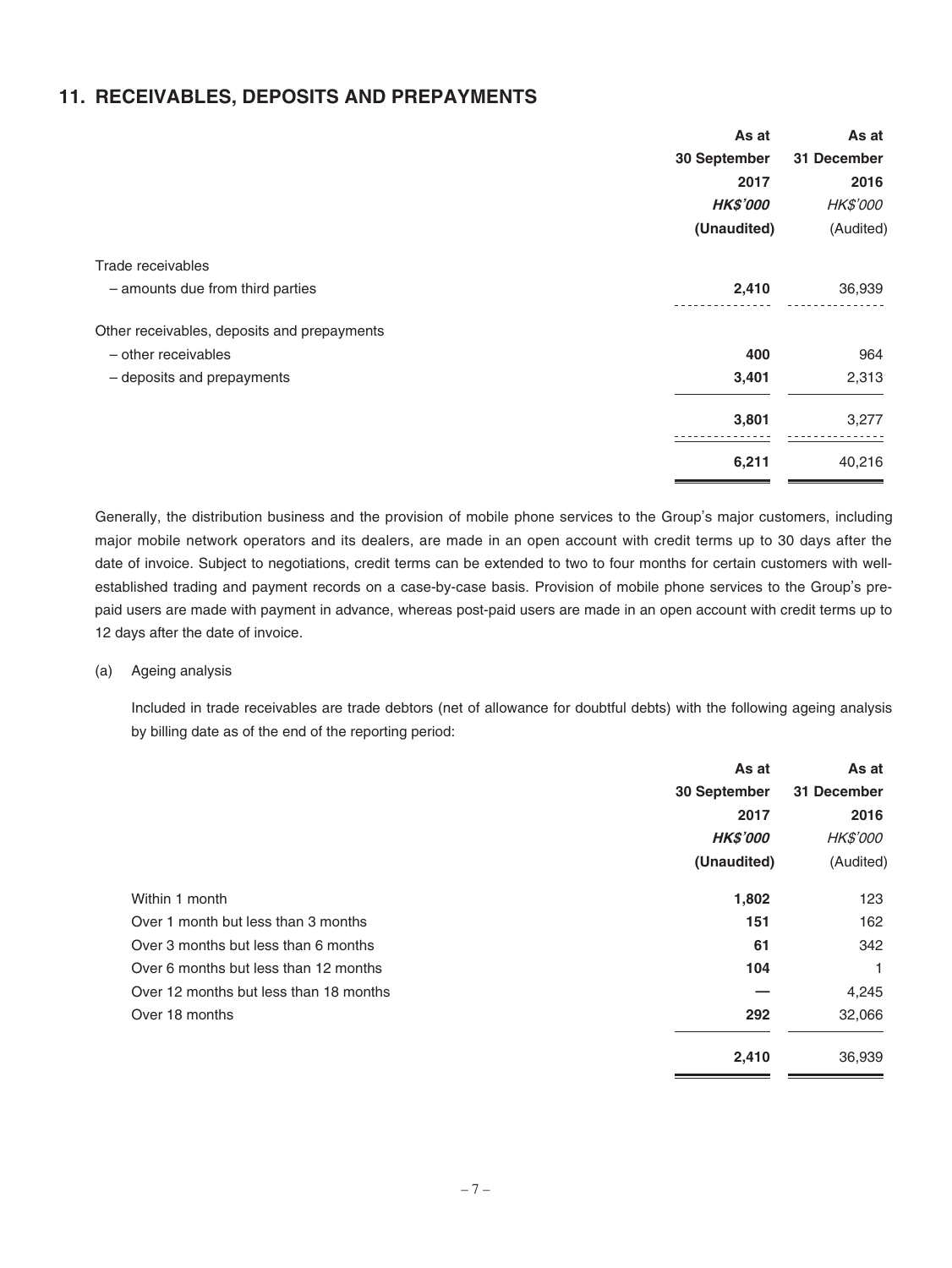## 11. RECEIVABLES, DEPOSITS AND PREPAYMENTS

| | As at 30 September 2017 | As at 31 December 2016 |
|---|---|---|
| | ***HK$'000*** | *HK$'000* |
| | **(Unaudited)** | (Audited) |
| Trade receivables | | |
| – amounts due from third parties | **2,410** | 36,939 |
| Other receivables, deposits and prepayments | | |
| – other receivables | **400** | 964 |
| – deposits and prepayments | **3,401** | 2,313 |
| | **3,801** | 3,277 |
| | **6,211** | 40,216 |

Generally, the distribution business and the provision of mobile phone services to the Group's major customers, including major mobile network operators and its dealers, are made in an open account with credit terms up to 30 days after the date of invoice. Subject to negotiations, credit terms can be extended to two to four months for certain customers with well-established trading and payment records on a case-by-case basis. Provision of mobile phone services to the Group's pre-paid users are made with payment in advance, whereas post-paid users are made in an open account with credit terms up to 12 days after the date of invoice.

(a) Ageing analysis

Included in trade receivables are trade debtors (net of allowance for doubtful debts) with the following ageing analysis by billing date as of the end of the reporting period:

| | As at 30 September 2017 | As at 31 December 2016 |
|---|---|---|
| | ***HK$'000*** | *HK$'000* |
| | **(Unaudited)** | (Audited) |
| Within 1 month | **1,802** | 123 |
| Over 1 month but less than 3 months | **151** | 162 |
| Over 3 months but less than 6 months | **61** | 342 |
| Over 6 months but less than 12 months | **104** | 1 |
| Over 12 months but less than 18 months | **—** | 4,245 |
| Over 18 months | **292** | 32,066 |
| | **2,410** | 36,939 |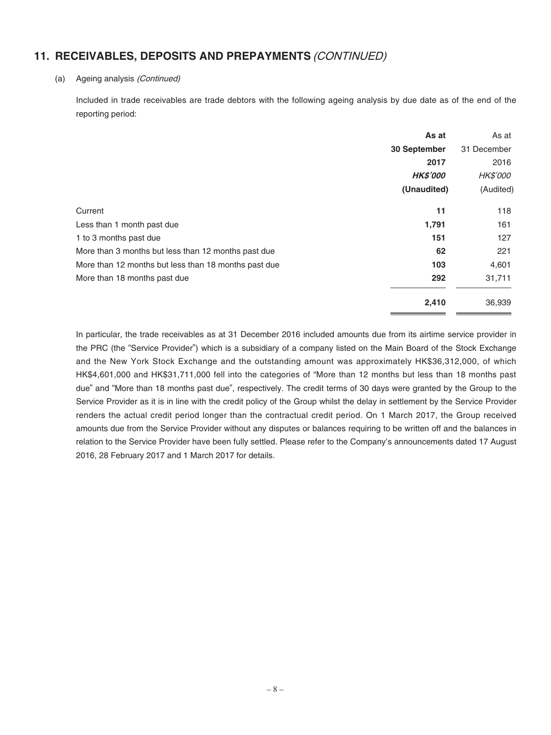## 11. RECEIVABLES, DEPOSITS AND PREPAYMENTS *(CONTINUED)*

(a) Ageing analysis *(Continued)*

Included in trade receivables are trade debtors with the following ageing analysis by due date as of the end of the reporting period:

| | **As at 30 September 2017** | As at 31 December 2016 |
|---|---|---|
| | ***HK$'000*** | *HK$'000* |
| | **(Unaudited)** | (Audited) |
| Current | **11** | 118 |
| Less than 1 month past due | **1,791** | 161 |
| 1 to 3 months past due | **151** | 127 |
| More than 3 months but less than 12 months past due | **62** | 221 |
| More than 12 months but less than 18 months past due | **103** | 4,601 |
| More than 18 months past due | **292** | 31,711 |
| | **2,410** | 36,939 |

In particular, the trade receivables as at 31 December 2016 included amounts due from its airtime service provider in the PRC (the "Service Provider") which is a subsidiary of a company listed on the Main Board of the Stock Exchange and the New York Stock Exchange and the outstanding amount was approximately HK$36,312,000, of which HK$4,601,000 and HK$31,711,000 fell into the categories of "More than 12 months but less than 18 months past due" and "More than 18 months past due", respectively. The credit terms of 30 days were granted by the Group to the Service Provider as it is in line with the credit policy of the Group whilst the delay in settlement by the Service Provider renders the actual credit period longer than the contractual credit period. On 1 March 2017, the Group received amounts due from the Service Provider without any disputes or balances requiring to be written off and the balances in relation to the Service Provider have been fully settled. Please refer to the Company's announcements dated 17 August 2016, 28 February 2017 and 1 March 2017 for details.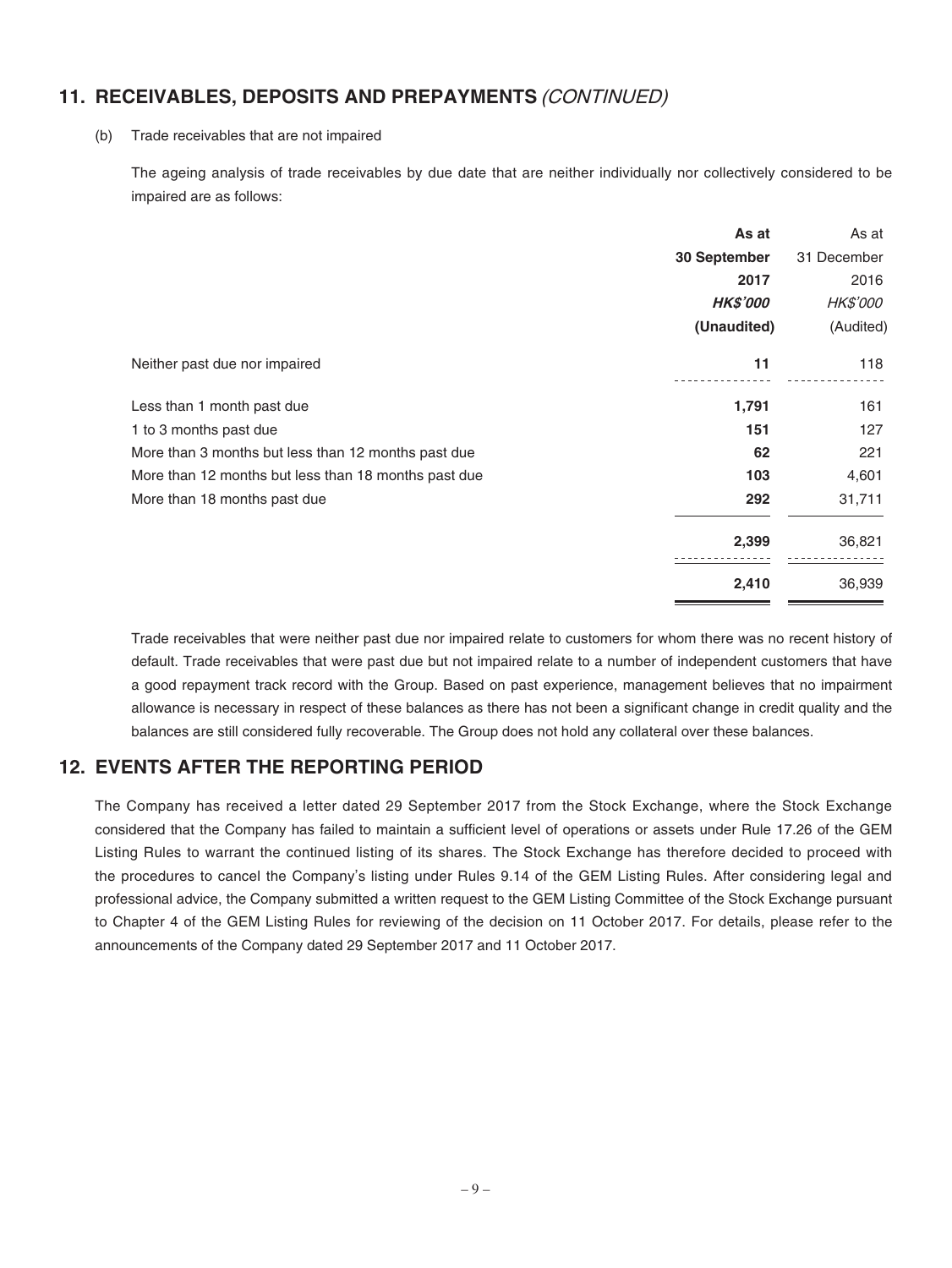## 11. RECEIVABLES, DEPOSITS AND PREPAYMENTS *(CONTINUED)*

(b) Trade receivables that are not impaired

The ageing analysis of trade receivables by due date that are neither individually nor collectively considered to be impaired are as follows:

| | **As at 30 September 2017** | As at 31 December 2016 |
|---|---|---|
| | ***HK$'000*** | *HK$'000* |
| | **(Unaudited)** | (Audited) |
| Neither past due nor impaired | **11** | 118 |
| Less than 1 month past due | **1,791** | 161 |
| 1 to 3 months past due | **151** | 127 |
| More than 3 months but less than 12 months past due | **62** | 221 |
| More than 12 months but less than 18 months past due | **103** | 4,601 |
| More than 18 months past due | **292** | 31,711 |
| | **2,399** | 36,821 |
| | **2,410** | 36,939 |

Trade receivables that were neither past due nor impaired relate to customers for whom there was no recent history of default. Trade receivables that were past due but not impaired relate to a number of independent customers that have a good repayment track record with the Group. Based on past experience, management believes that no impairment allowance is necessary in respect of these balances as there has not been a significant change in credit quality and the balances are still considered fully recoverable. The Group does not hold any collateral over these balances.

## 12. EVENTS AFTER THE REPORTING PERIOD

The Company has received a letter dated 29 September 2017 from the Stock Exchange, where the Stock Exchange considered that the Company has failed to maintain a sufficient level of operations or assets under Rule 17.26 of the GEM Listing Rules to warrant the continued listing of its shares. The Stock Exchange has therefore decided to proceed with the procedures to cancel the Company's listing under Rules 9.14 of the GEM Listing Rules. After considering legal and professional advice, the Company submitted a written request to the GEM Listing Committee of the Stock Exchange pursuant to Chapter 4 of the GEM Listing Rules for reviewing of the decision on 11 October 2017. For details, please refer to the announcements of the Company dated 29 September 2017 and 11 October 2017.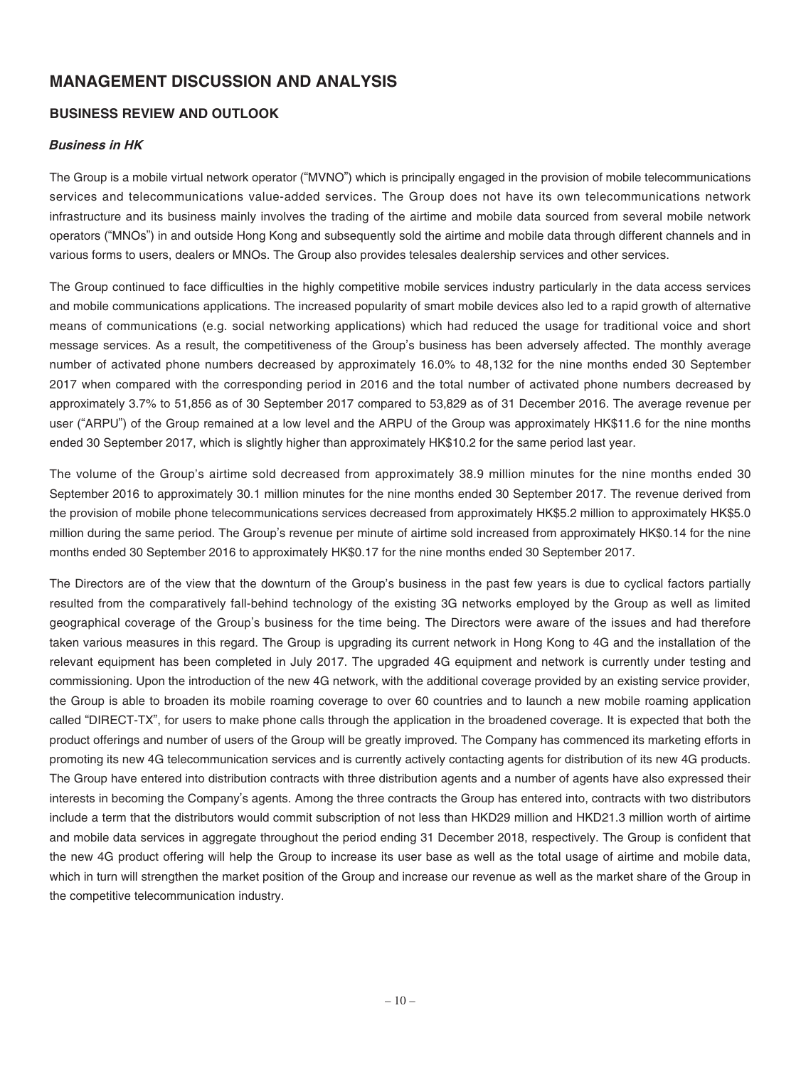# MANAGEMENT DISCUSSION AND ANALYSIS

## BUSINESS REVIEW AND OUTLOOK

### *Business in HK*

The Group is a mobile virtual network operator ("MVNO") which is principally engaged in the provision of mobile telecommunications services and telecommunications value-added services. The Group does not have its own telecommunications network infrastructure and its business mainly involves the trading of the airtime and mobile data sourced from several mobile network operators ("MNOs") in and outside Hong Kong and subsequently sold the airtime and mobile data through different channels and in various forms to users, dealers or MNOs. The Group also provides telesales dealership services and other services.

The Group continued to face difficulties in the highly competitive mobile services industry particularly in the data access services and mobile communications applications. The increased popularity of smart mobile devices also led to a rapid growth of alternative means of communications (e.g. social networking applications) which had reduced the usage for traditional voice and short message services. As a result, the competitiveness of the Group's business has been adversely affected. The monthly average number of activated phone numbers decreased by approximately 16.0% to 48,132 for the nine months ended 30 September 2017 when compared with the corresponding period in 2016 and the total number of activated phone numbers decreased by approximately 3.7% to 51,856 as of 30 September 2017 compared to 53,829 as of 31 December 2016. The average revenue per user ("ARPU") of the Group remained at a low level and the ARPU of the Group was approximately HK$11.6 for the nine months ended 30 September 2017, which is slightly higher than approximately HK$10.2 for the same period last year.

The volume of the Group's airtime sold decreased from approximately 38.9 million minutes for the nine months ended 30 September 2016 to approximately 30.1 million minutes for the nine months ended 30 September 2017. The revenue derived from the provision of mobile phone telecommunications services decreased from approximately HK$5.2 million to approximately HK$5.0 million during the same period. The Group's revenue per minute of airtime sold increased from approximately HK$0.14 for the nine months ended 30 September 2016 to approximately HK$0.17 for the nine months ended 30 September 2017.

The Directors are of the view that the downturn of the Group's business in the past few years is due to cyclical factors partially resulted from the comparatively fall-behind technology of the existing 3G networks employed by the Group as well as limited geographical coverage of the Group's business for the time being. The Directors were aware of the issues and had therefore taken various measures in this regard. The Group is upgrading its current network in Hong Kong to 4G and the installation of the relevant equipment has been completed in July 2017. The upgraded 4G equipment and network is currently under testing and commissioning. Upon the introduction of the new 4G network, with the additional coverage provided by an existing service provider, the Group is able to broaden its mobile roaming coverage to over 60 countries and to launch a new mobile roaming application called "DIRECT-TX", for users to make phone calls through the application in the broadened coverage. It is expected that both the product offerings and number of users of the Group will be greatly improved. The Company has commenced its marketing efforts in promoting its new 4G telecommunication services and is currently actively contacting agents for distribution of its new 4G products. The Group have entered into distribution contracts with three distribution agents and a number of agents have also expressed their interests in becoming the Company's agents. Among the three contracts the Group has entered into, contracts with two distributors include a term that the distributors would commit subscription of not less than HKD29 million and HKD21.3 million worth of airtime and mobile data services in aggregate throughout the period ending 31 December 2018, respectively. The Group is confident that the new 4G product offering will help the Group to increase its user base as well as the total usage of airtime and mobile data, which in turn will strengthen the market position of the Group and increase our revenue as well as the market share of the Group in the competitive telecommunication industry.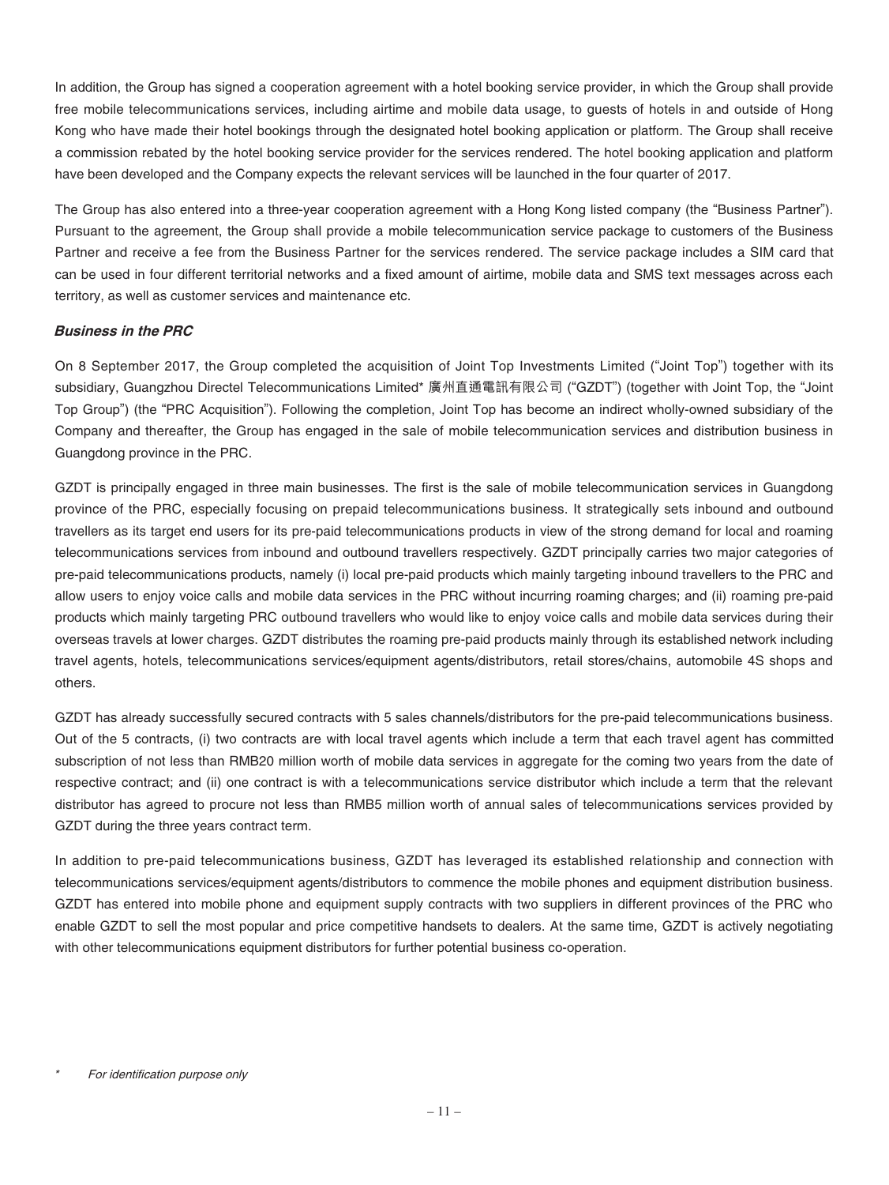In addition, the Group has signed a cooperation agreement with a hotel booking service provider, in which the Group shall provide free mobile telecommunications services, including airtime and mobile data usage, to guests of hotels in and outside of Hong Kong who have made their hotel bookings through the designated hotel booking application or platform. The Group shall receive a commission rebated by the hotel booking service provider for the services rendered. The hotel booking application and platform have been developed and the Company expects the relevant services will be launched in the four quarter of 2017.

The Group has also entered into a three-year cooperation agreement with a Hong Kong listed company (the "Business Partner"). Pursuant to the agreement, the Group shall provide a mobile telecommunication service package to customers of the Business Partner and receive a fee from the Business Partner for the services rendered. The service package includes a SIM card that can be used in four different territorial networks and a fixed amount of airtime, mobile data and SMS text messages across each territory, as well as customer services and maintenance etc.

***Business in the PRC***

On 8 September 2017, the Group completed the acquisition of Joint Top Investments Limited ("Joint Top") together with its subsidiary, Guangzhou Directel Telecommunications Limited* 廣州直通電訊有限公司 ("GZDT") (together with Joint Top, the "Joint Top Group") (the "PRC Acquisition"). Following the completion, Joint Top has become an indirect wholly-owned subsidiary of the Company and thereafter, the Group has engaged in the sale of mobile telecommunication services and distribution business in Guangdong province in the PRC.

GZDT is principally engaged in three main businesses. The first is the sale of mobile telecommunication services in Guangdong province of the PRC, especially focusing on prepaid telecommunications business. It strategically sets inbound and outbound travellers as its target end users for its pre-paid telecommunications products in view of the strong demand for local and roaming telecommunications services from inbound and outbound travellers respectively. GZDT principally carries two major categories of pre-paid telecommunications products, namely (i) local pre-paid products which mainly targeting inbound travellers to the PRC and allow users to enjoy voice calls and mobile data services in the PRC without incurring roaming charges; and (ii) roaming pre-paid products which mainly targeting PRC outbound travellers who would like to enjoy voice calls and mobile data services during their overseas travels at lower charges. GZDT distributes the roaming pre-paid products mainly through its established network including travel agents, hotels, telecommunications services/equipment agents/distributors, retail stores/chains, automobile 4S shops and others.

GZDT has already successfully secured contracts with 5 sales channels/distributors for the pre-paid telecommunications business. Out of the 5 contracts, (i) two contracts are with local travel agents which include a term that each travel agent has committed subscription of not less than RMB20 million worth of mobile data services in aggregate for the coming two years from the date of respective contract; and (ii) one contract is with a telecommunications service distributor which include a term that the relevant distributor has agreed to procure not less than RMB5 million worth of annual sales of telecommunications services provided by GZDT during the three years contract term.

In addition to pre-paid telecommunications business, GZDT has leveraged its established relationship and connection with telecommunications services/equipment agents/distributors to commence the mobile phones and equipment distribution business. GZDT has entered into mobile phone and equipment supply contracts with two suppliers in different provinces of the PRC who enable GZDT to sell the most popular and price competitive handsets to dealers. At the same time, GZDT is actively negotiating with other telecommunications equipment distributors for further potential business co-operation.

\* *For identification purpose only*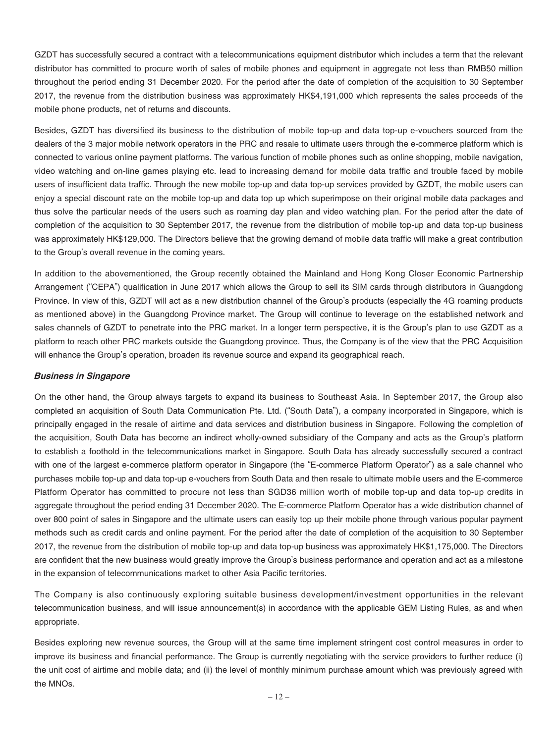GZDT has successfully secured a contract with a telecommunications equipment distributor which includes a term that the relevant distributor has committed to procure worth of sales of mobile phones and equipment in aggregate not less than RMB50 million throughout the period ending 31 December 2020. For the period after the date of completion of the acquisition to 30 September 2017, the revenue from the distribution business was approximately HK$4,191,000 which represents the sales proceeds of the mobile phone products, net of returns and discounts.

Besides, GZDT has diversified its business to the distribution of mobile top-up and data top-up e-vouchers sourced from the dealers of the 3 major mobile network operators in the PRC and resale to ultimate users through the e-commerce platform which is connected to various online payment platforms. The various function of mobile phones such as online shopping, mobile navigation, video watching and on-line games playing etc. lead to increasing demand for mobile data traffic and trouble faced by mobile users of insufficient data traffic. Through the new mobile top-up and data top-up services provided by GZDT, the mobile users can enjoy a special discount rate on the mobile top-up and data top up which superimpose on their original mobile data packages and thus solve the particular needs of the users such as roaming day plan and video watching plan. For the period after the date of completion of the acquisition to 30 September 2017, the revenue from the distribution of mobile top-up and data top-up business was approximately HK$129,000. The Directors believe that the growing demand of mobile data traffic will make a great contribution to the Group's overall revenue in the coming years.

In addition to the abovementioned, the Group recently obtained the Mainland and Hong Kong Closer Economic Partnership Arrangement ("CEPA") qualification in June 2017 which allows the Group to sell its SIM cards through distributors in Guangdong Province. In view of this, GZDT will act as a new distribution channel of the Group's products (especially the 4G roaming products as mentioned above) in the Guangdong Province market. The Group will continue to leverage on the established network and sales channels of GZDT to penetrate into the PRC market. In a longer term perspective, it is the Group's plan to use GZDT as a platform to reach other PRC markets outside the Guangdong province. Thus, the Company is of the view that the PRC Acquisition will enhance the Group's operation, broaden its revenue source and expand its geographical reach.

***Business in Singapore***

On the other hand, the Group always targets to expand its business to Southeast Asia. In September 2017, the Group also completed an acquisition of South Data Communication Pte. Ltd. ("South Data"), a company incorporated in Singapore, which is principally engaged in the resale of airtime and data services and distribution business in Singapore. Following the completion of the acquisition, South Data has become an indirect wholly-owned subsidiary of the Company and acts as the Group's platform to establish a foothold in the telecommunications market in Singapore. South Data has already successfully secured a contract with one of the largest e-commerce platform operator in Singapore (the "E-commerce Platform Operator") as a sale channel who purchases mobile top-up and data top-up e-vouchers from South Data and then resale to ultimate mobile users and the E-commerce Platform Operator has committed to procure not less than SGD36 million worth of mobile top-up and data top-up credits in aggregate throughout the period ending 31 December 2020. The E-commerce Platform Operator has a wide distribution channel of over 800 point of sales in Singapore and the ultimate users can easily top up their mobile phone through various popular payment methods such as credit cards and online payment. For the period after the date of completion of the acquisition to 30 September 2017, the revenue from the distribution of mobile top-up and data top-up business was approximately HK$1,175,000. The Directors are confident that the new business would greatly improve the Group's business performance and operation and act as a milestone in the expansion of telecommunications market to other Asia Pacific territories.

The Company is also continuously exploring suitable business development/investment opportunities in the relevant telecommunication business, and will issue announcement(s) in accordance with the applicable GEM Listing Rules, as and when appropriate.

Besides exploring new revenue sources, the Group will at the same time implement stringent cost control measures in order to improve its business and financial performance. The Group is currently negotiating with the service providers to further reduce (i) the unit cost of airtime and mobile data; and (ii) the level of monthly minimum purchase amount which was previously agreed with the MNOs.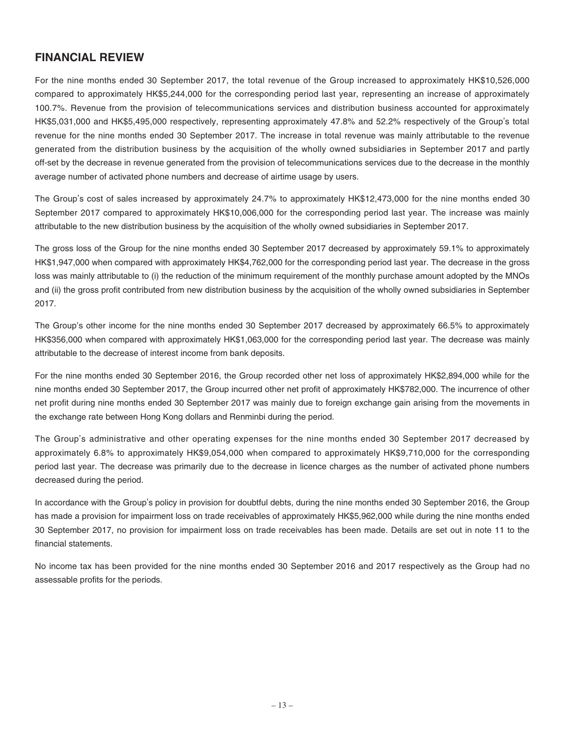## FINANCIAL REVIEW

For the nine months ended 30 September 2017, the total revenue of the Group increased to approximately HK$10,526,000 compared to approximately HK$5,244,000 for the corresponding period last year, representing an increase of approximately 100.7%. Revenue from the provision of telecommunications services and distribution business accounted for approximately HK$5,031,000 and HK$5,495,000 respectively, representing approximately 47.8% and 52.2% respectively of the Group's total revenue for the nine months ended 30 September 2017. The increase in total revenue was mainly attributable to the revenue generated from the distribution business by the acquisition of the wholly owned subsidiaries in September 2017 and partly off-set by the decrease in revenue generated from the provision of telecommunications services due to the decrease in the monthly average number of activated phone numbers and decrease of airtime usage by users.

The Group's cost of sales increased by approximately 24.7% to approximately HK$12,473,000 for the nine months ended 30 September 2017 compared to approximately HK$10,006,000 for the corresponding period last year. The increase was mainly attributable to the new distribution business by the acquisition of the wholly owned subsidiaries in September 2017.

The gross loss of the Group for the nine months ended 30 September 2017 decreased by approximately 59.1% to approximately HK$1,947,000 when compared with approximately HK$4,762,000 for the corresponding period last year. The decrease in the gross loss was mainly attributable to (i) the reduction of the minimum requirement of the monthly purchase amount adopted by the MNOs and (ii) the gross profit contributed from new distribution business by the acquisition of the wholly owned subsidiaries in September 2017.

The Group's other income for the nine months ended 30 September 2017 decreased by approximately 66.5% to approximately HK$356,000 when compared with approximately HK$1,063,000 for the corresponding period last year. The decrease was mainly attributable to the decrease of interest income from bank deposits.

For the nine months ended 30 September 2016, the Group recorded other net loss of approximately HK$2,894,000 while for the nine months ended 30 September 2017, the Group incurred other net profit of approximately HK$782,000. The incurrence of other net profit during nine months ended 30 September 2017 was mainly due to foreign exchange gain arising from the movements in the exchange rate between Hong Kong dollars and Renminbi during the period.

The Group's administrative and other operating expenses for the nine months ended 30 September 2017 decreased by approximately 6.8% to approximately HK$9,054,000 when compared to approximately HK$9,710,000 for the corresponding period last year. The decrease was primarily due to the decrease in licence charges as the number of activated phone numbers decreased during the period.

In accordance with the Group's policy in provision for doubtful debts, during the nine months ended 30 September 2016, the Group has made a provision for impairment loss on trade receivables of approximately HK$5,962,000 while during the nine months ended 30 September 2017, no provision for impairment loss on trade receivables has been made. Details are set out in note 11 to the financial statements.

No income tax has been provided for the nine months ended 30 September 2016 and 2017 respectively as the Group had no assessable profits for the periods.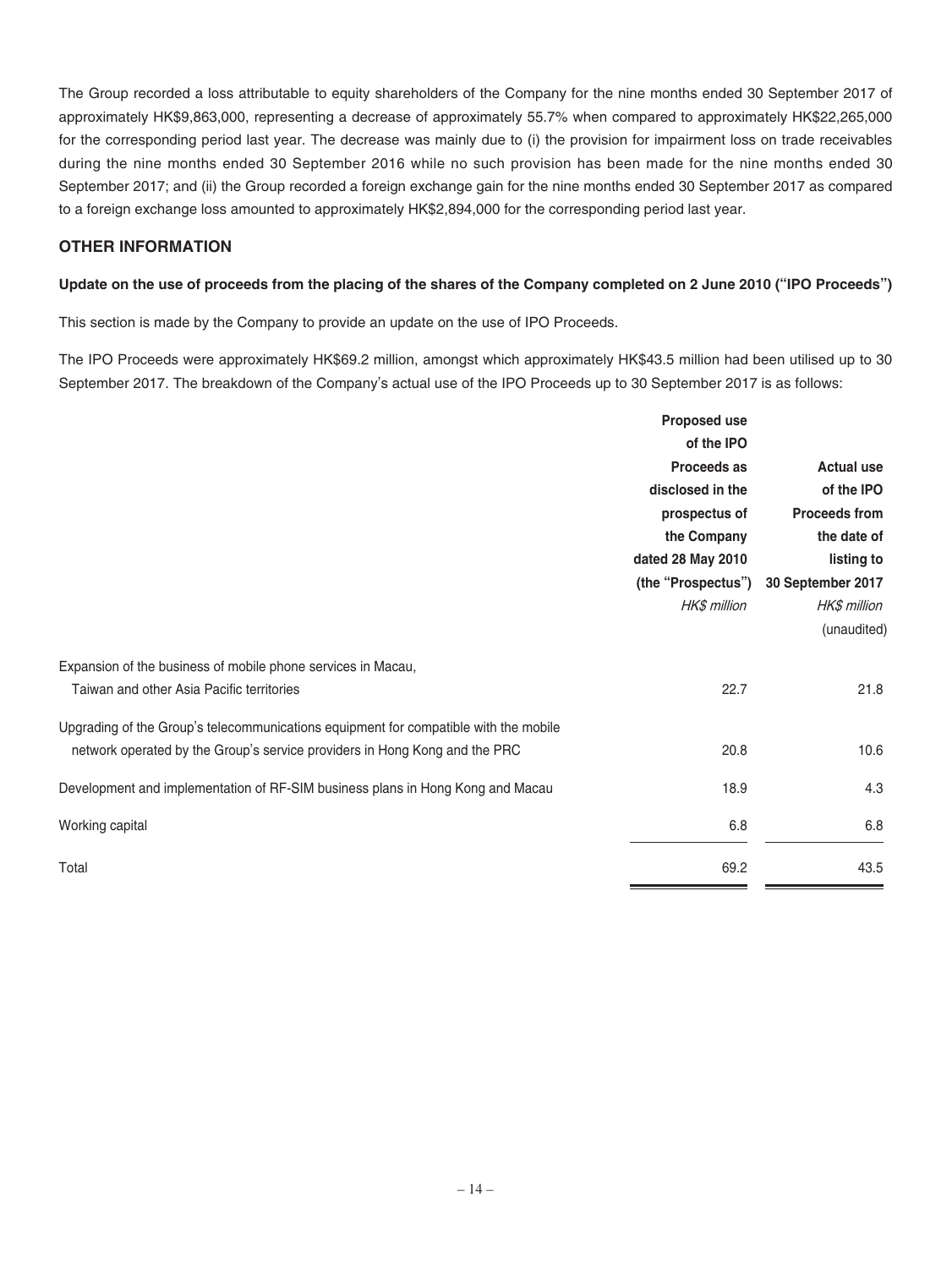The Group recorded a loss attributable to equity shareholders of the Company for the nine months ended 30 September 2017 of approximately HK$9,863,000, representing a decrease of approximately 55.7% when compared to approximately HK$22,265,000 for the corresponding period last year. The decrease was mainly due to (i) the provision for impairment loss on trade receivables during the nine months ended 30 September 2016 while no such provision has been made for the nine months ended 30 September 2017; and (ii) the Group recorded a foreign exchange gain for the nine months ended 30 September 2017 as compared to a foreign exchange loss amounted to approximately HK$2,894,000 for the corresponding period last year.

## OTHER INFORMATION

### Update on the use of proceeds from the placing of the shares of the Company completed on 2 June 2010 ("IPO Proceeds")

This section is made by the Company to provide an update on the use of IPO Proceeds.

The IPO Proceeds were approximately HK$69.2 million, amongst which approximately HK$43.5 million had been utilised up to 30 September 2017. The breakdown of the Company's actual use of the IPO Proceeds up to 30 September 2017 is as follows:

| | Proposed use of the IPO Proceeds as disclosed in the prospectus of the Company dated 28 May 2010 (the "Prospectus") | Actual use of the IPO Proceeds from the date of listing to 30 September 2017 |
|---|---|---|
| | *HK$ million* | *HK$ million* (unaudited) |
| Expansion of the business of mobile phone services in Macau, Taiwan and other Asia Pacific territories | 22.7 | 21.8 |
| Upgrading of the Group's telecommunications equipment for compatible with the mobile network operated by the Group's service providers in Hong Kong and the PRC | 20.8 | 10.6 |
| Development and implementation of RF-SIM business plans in Hong Kong and Macau | 18.9 | 4.3 |
| Working capital | 6.8 | 6.8 |
| Total | 69.2 | 43.5 |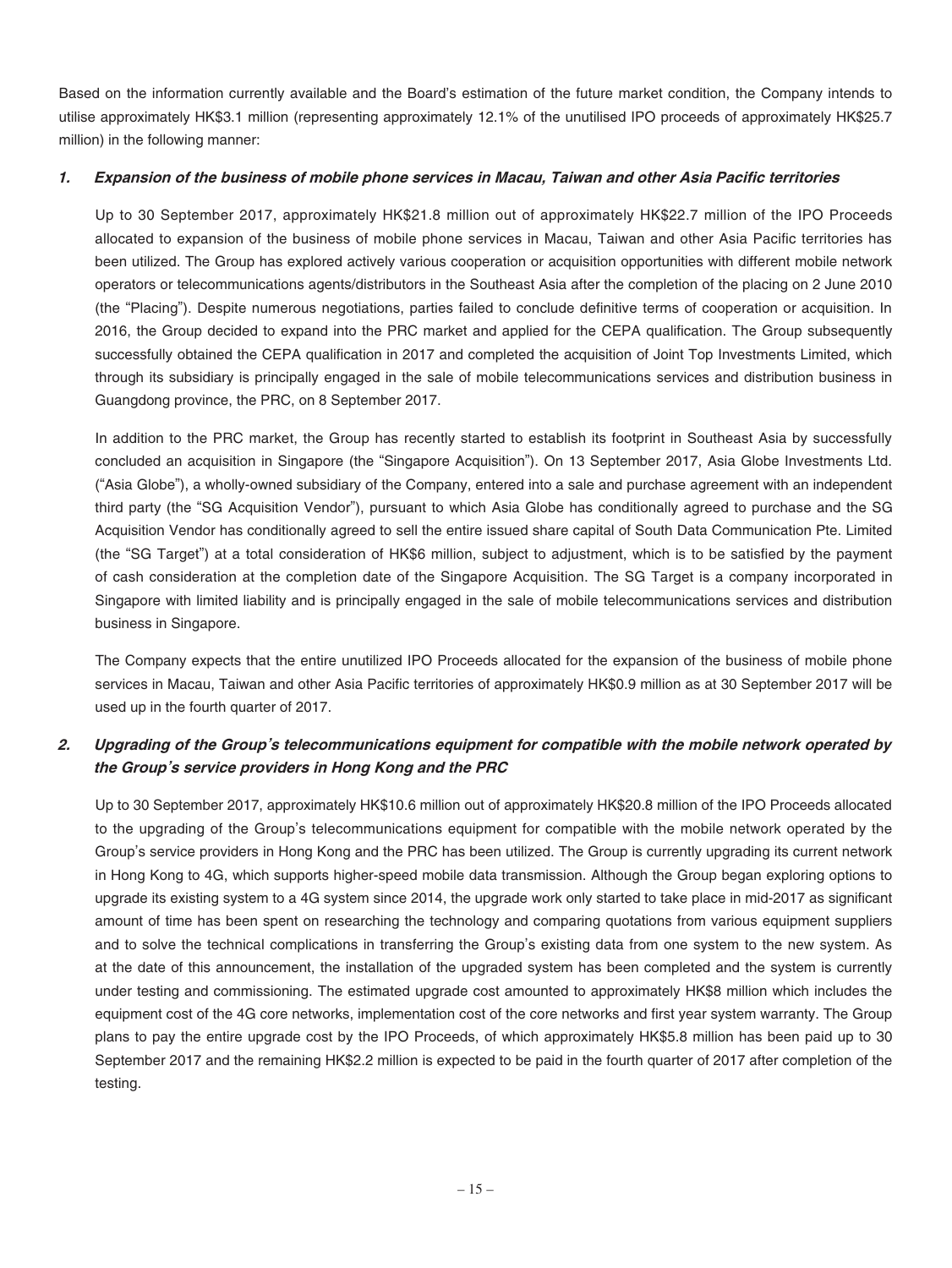Based on the information currently available and the Board's estimation of the future market condition, the Company intends to utilise approximately HK$3.1 million (representing approximately 12.1% of the unutilised IPO proceeds of approximately HK$25.7 million) in the following manner:

### *1. Expansion of the business of mobile phone services in Macau, Taiwan and other Asia Pacific territories*

Up to 30 September 2017, approximately HK$21.8 million out of approximately HK$22.7 million of the IPO Proceeds allocated to expansion of the business of mobile phone services in Macau, Taiwan and other Asia Pacific territories has been utilized. The Group has explored actively various cooperation or acquisition opportunities with different mobile network operators or telecommunications agents/distributors in the Southeast Asia after the completion of the placing on 2 June 2010 (the "Placing"). Despite numerous negotiations, parties failed to conclude definitive terms of cooperation or acquisition. In 2016, the Group decided to expand into the PRC market and applied for the CEPA qualification. The Group subsequently successfully obtained the CEPA qualification in 2017 and completed the acquisition of Joint Top Investments Limited, which through its subsidiary is principally engaged in the sale of mobile telecommunications services and distribution business in Guangdong province, the PRC, on 8 September 2017.

In addition to the PRC market, the Group has recently started to establish its footprint in Southeast Asia by successfully concluded an acquisition in Singapore (the "Singapore Acquisition"). On 13 September 2017, Asia Globe Investments Ltd. ("Asia Globe"), a wholly-owned subsidiary of the Company, entered into a sale and purchase agreement with an independent third party (the "SG Acquisition Vendor"), pursuant to which Asia Globe has conditionally agreed to purchase and the SG Acquisition Vendor has conditionally agreed to sell the entire issued share capital of South Data Communication Pte. Limited (the "SG Target") at a total consideration of HK$6 million, subject to adjustment, which is to be satisfied by the payment of cash consideration at the completion date of the Singapore Acquisition. The SG Target is a company incorporated in Singapore with limited liability and is principally engaged in the sale of mobile telecommunications services and distribution business in Singapore.

The Company expects that the entire unutilized IPO Proceeds allocated for the expansion of the business of mobile phone services in Macau, Taiwan and other Asia Pacific territories of approximately HK$0.9 million as at 30 September 2017 will be used up in the fourth quarter of 2017.

### *2. Upgrading of the Group's telecommunications equipment for compatible with the mobile network operated by the Group's service providers in Hong Kong and the PRC*

Up to 30 September 2017, approximately HK$10.6 million out of approximately HK$20.8 million of the IPO Proceeds allocated to the upgrading of the Group's telecommunications equipment for compatible with the mobile network operated by the Group's service providers in Hong Kong and the PRC has been utilized. The Group is currently upgrading its current network in Hong Kong to 4G, which supports higher-speed mobile data transmission. Although the Group began exploring options to upgrade its existing system to a 4G system since 2014, the upgrade work only started to take place in mid-2017 as significant amount of time has been spent on researching the technology and comparing quotations from various equipment suppliers and to solve the technical complications in transferring the Group's existing data from one system to the new system. As at the date of this announcement, the installation of the upgraded system has been completed and the system is currently under testing and commissioning. The estimated upgrade cost amounted to approximately HK$8 million which includes the equipment cost of the 4G core networks, implementation cost of the core networks and first year system warranty. The Group plans to pay the entire upgrade cost by the IPO Proceeds, of which approximately HK$5.8 million has been paid up to 30 September 2017 and the remaining HK$2.2 million is expected to be paid in the fourth quarter of 2017 after completion of the testing.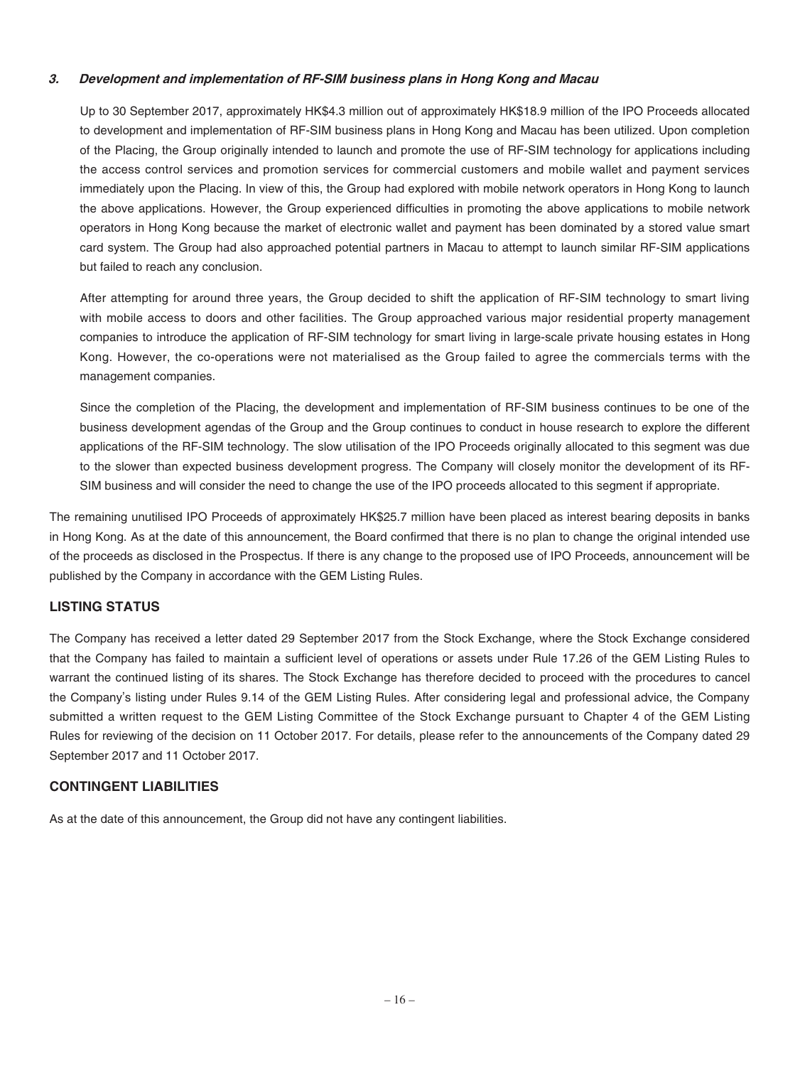### *3. Development and implementation of RF-SIM business plans in Hong Kong and Macau*

Up to 30 September 2017, approximately HK$4.3 million out of approximately HK$18.9 million of the IPO Proceeds allocated to development and implementation of RF-SIM business plans in Hong Kong and Macau has been utilized. Upon completion of the Placing, the Group originally intended to launch and promote the use of RF-SIM technology for applications including the access control services and promotion services for commercial customers and mobile wallet and payment services immediately upon the Placing. In view of this, the Group had explored with mobile network operators in Hong Kong to launch the above applications. However, the Group experienced difficulties in promoting the above applications to mobile network operators in Hong Kong because the market of electronic wallet and payment has been dominated by a stored value smart card system. The Group had also approached potential partners in Macau to attempt to launch similar RF-SIM applications but failed to reach any conclusion.

After attempting for around three years, the Group decided to shift the application of RF-SIM technology to smart living with mobile access to doors and other facilities. The Group approached various major residential property management companies to introduce the application of RF-SIM technology for smart living in large-scale private housing estates in Hong Kong. However, the co-operations were not materialised as the Group failed to agree the commercials terms with the management companies.

Since the completion of the Placing, the development and implementation of RF-SIM business continues to be one of the business development agendas of the Group and the Group continues to conduct in house research to explore the different applications of the RF-SIM technology. The slow utilisation of the IPO Proceeds originally allocated to this segment was due to the slower than expected business development progress. The Company will closely monitor the development of its RF-SIM business and will consider the need to change the use of the IPO proceeds allocated to this segment if appropriate.

The remaining unutilised IPO Proceeds of approximately HK$25.7 million have been placed as interest bearing deposits in banks in Hong Kong. As at the date of this announcement, the Board confirmed that there is no plan to change the original intended use of the proceeds as disclosed in the Prospectus. If there is any change to the proposed use of IPO Proceeds, announcement will be published by the Company in accordance with the GEM Listing Rules.

## LISTING STATUS

The Company has received a letter dated 29 September 2017 from the Stock Exchange, where the Stock Exchange considered that the Company has failed to maintain a sufficient level of operations or assets under Rule 17.26 of the GEM Listing Rules to warrant the continued listing of its shares. The Stock Exchange has therefore decided to proceed with the procedures to cancel the Company's listing under Rules 9.14 of the GEM Listing Rules. After considering legal and professional advice, the Company submitted a written request to the GEM Listing Committee of the Stock Exchange pursuant to Chapter 4 of the GEM Listing Rules for reviewing of the decision on 11 October 2017. For details, please refer to the announcements of the Company dated 29 September 2017 and 11 October 2017.

## CONTINGENT LIABILITIES

As at the date of this announcement, the Group did not have any contingent liabilities.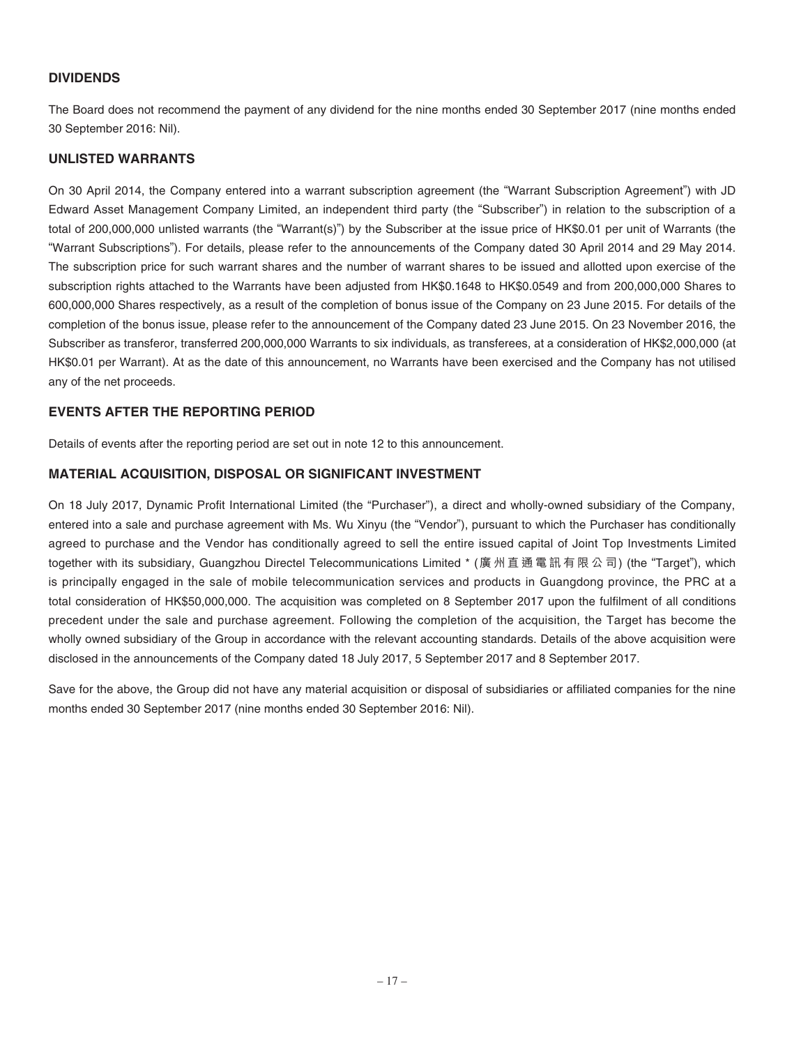## DIVIDENDS

The Board does not recommend the payment of any dividend for the nine months ended 30 September 2017 (nine months ended 30 September 2016: Nil).

## UNLISTED WARRANTS

On 30 April 2014, the Company entered into a warrant subscription agreement (the "Warrant Subscription Agreement") with JD Edward Asset Management Company Limited, an independent third party (the "Subscriber") in relation to the subscription of a total of 200,000,000 unlisted warrants (the "Warrant(s)") by the Subscriber at the issue price of HK$0.01 per unit of Warrants (the "Warrant Subscriptions"). For details, please refer to the announcements of the Company dated 30 April 2014 and 29 May 2014. The subscription price for such warrant shares and the number of warrant shares to be issued and allotted upon exercise of the subscription rights attached to the Warrants have been adjusted from HK$0.1648 to HK$0.0549 and from 200,000,000 Shares to 600,000,000 Shares respectively, as a result of the completion of bonus issue of the Company on 23 June 2015. For details of the completion of the bonus issue, please refer to the announcement of the Company dated 23 June 2015. On 23 November 2016, the Subscriber as transferor, transferred 200,000,000 Warrants to six individuals, as transferees, at a consideration of HK$2,000,000 (at HK$0.01 per Warrant). At as the date of this announcement, no Warrants have been exercised and the Company has not utilised any of the net proceeds.

## EVENTS AFTER THE REPORTING PERIOD

Details of events after the reporting period are set out in note 12 to this announcement.

## MATERIAL ACQUISITION, DISPOSAL OR SIGNIFICANT INVESTMENT

On 18 July 2017, Dynamic Profit International Limited (the "Purchaser"), a direct and wholly-owned subsidiary of the Company, entered into a sale and purchase agreement with Ms. Wu Xinyu (the "Vendor"), pursuant to which the Purchaser has conditionally agreed to purchase and the Vendor has conditionally agreed to sell the entire issued capital of Joint Top Investments Limited together with its subsidiary, Guangzhou Directel Telecommunications Limited * (廣州直通電訊有限公司) (the "Target"), which is principally engaged in the sale of mobile telecommunication services and products in Guangdong province, the PRC at a total consideration of HK$50,000,000. The acquisition was completed on 8 September 2017 upon the fulfilment of all conditions precedent under the sale and purchase agreement. Following the completion of the acquisition, the Target has become the wholly owned subsidiary of the Group in accordance with the relevant accounting standards. Details of the above acquisition were disclosed in the announcements of the Company dated 18 July 2017, 5 September 2017 and 8 September 2017.

Save for the above, the Group did not have any material acquisition or disposal of subsidiaries or affiliated companies for the nine months ended 30 September 2017 (nine months ended 30 September 2016: Nil).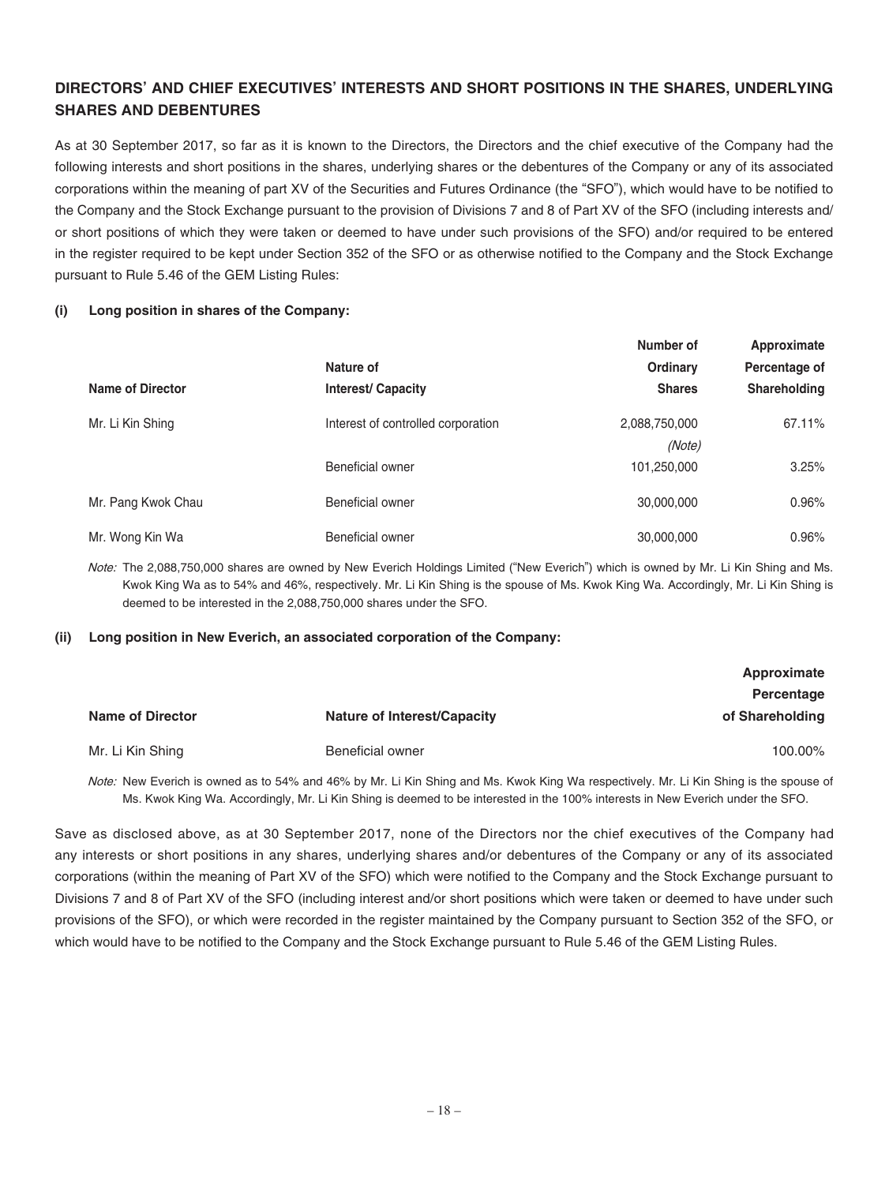## DIRECTORS' AND CHIEF EXECUTIVES' INTERESTS AND SHORT POSITIONS IN THE SHARES, UNDERLYING SHARES AND DEBENTURES

As at 30 September 2017, so far as it is known to the Directors, the Directors and the chief executive of the Company had the following interests and short positions in the shares, underlying shares or the debentures of the Company or any of its associated corporations within the meaning of part XV of the Securities and Futures Ordinance (the "SFO"), which would have to be notified to the Company and the Stock Exchange pursuant to the provision of Divisions 7 and 8 of Part XV of the SFO (including interests and/ or short positions of which they were taken or deemed to have under such provisions of the SFO) and/or required to be entered in the register required to be kept under Section 352 of the SFO or as otherwise notified to the Company and the Stock Exchange pursuant to Rule 5.46 of the GEM Listing Rules:

### (i) Long position in shares of the Company:

| Name of Director | Nature of Interest/ Capacity | Number of Ordinary Shares | Approximate Percentage of Shareholding |
|---|---|---|---|
| Mr. Li Kin Shing | Interest of controlled corporation | 2,088,750,000 *(Note)* | 67.11% |
| | Beneficial owner | 101,250,000 | 3.25% |
| Mr. Pang Kwok Chau | Beneficial owner | 30,000,000 | 0.96% |
| Mr. Wong Kin Wa | Beneficial owner | 30,000,000 | 0.96% |

*Note:* The 2,088,750,000 shares are owned by New Everich Holdings Limited ("New Everich") which is owned by Mr. Li Kin Shing and Ms. Kwok King Wa as to 54% and 46%, respectively. Mr. Li Kin Shing is the spouse of Ms. Kwok King Wa. Accordingly, Mr. Li Kin Shing is deemed to be interested in the 2,088,750,000 shares under the SFO.

### (ii) Long position in New Everich, an associated corporation of the Company:

| Name of Director | Nature of Interest/Capacity | Approximate Percentage of Shareholding |
|---|---|---|
| Mr. Li Kin Shing | Beneficial owner | 100.00% |

*Note:* New Everich is owned as to 54% and 46% by Mr. Li Kin Shing and Ms. Kwok King Wa respectively. Mr. Li Kin Shing is the spouse of Ms. Kwok King Wa. Accordingly, Mr. Li Kin Shing is deemed to be interested in the 100% interests in New Everich under the SFO.

Save as disclosed above, as at 30 September 2017, none of the Directors nor the chief executives of the Company had any interests or short positions in any shares, underlying shares and/or debentures of the Company or any of its associated corporations (within the meaning of Part XV of the SFO) which were notified to the Company and the Stock Exchange pursuant to Divisions 7 and 8 of Part XV of the SFO (including interest and/or short positions which were taken or deemed to have under such provisions of the SFO), or which were recorded in the register maintained by the Company pursuant to Section 352 of the SFO, or which would have to be notified to the Company and the Stock Exchange pursuant to Rule 5.46 of the GEM Listing Rules.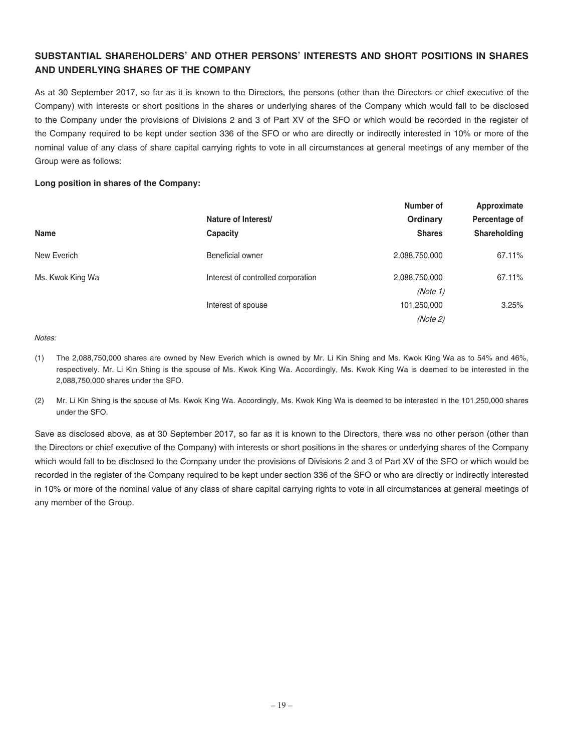## SUBSTANTIAL SHAREHOLDERS' AND OTHER PERSONS' INTERESTS AND SHORT POSITIONS IN SHARES AND UNDERLYING SHARES OF THE COMPANY

As at 30 September 2017, so far as it is known to the Directors, the persons (other than the Directors or chief executive of the Company) with interests or short positions in the shares or underlying shares of the Company which would fall to be disclosed to the Company under the provisions of Divisions 2 and 3 of Part XV of the SFO or which would be recorded in the register of the Company required to be kept under section 336 of the SFO or who are directly or indirectly interested in 10% or more of the nominal value of any class of share capital carrying rights to vote in all circumstances at general meetings of any member of the Group were as follows:

**Long position in shares of the Company:**

| Name | Nature of Interest/ Capacity | Number of Ordinary Shares | Approximate Percentage of Shareholding |
|---|---|---|---|
| New Everich | Beneficial owner | 2,088,750,000 | 67.11% |
| Ms. Kwok King Wa | Interest of controlled corporation | 2,088,750,000 *(Note 1)* | 67.11% |
| | Interest of spouse | 101,250,000 *(Note 2)* | 3.25% |

*Notes:*

(1) The 2,088,750,000 shares are owned by New Everich which is owned by Mr. Li Kin Shing and Ms. Kwok King Wa as to 54% and 46%, respectively. Mr. Li Kin Shing is the spouse of Ms. Kwok King Wa. Accordingly, Ms. Kwok King Wa is deemed to be interested in the 2,088,750,000 shares under the SFO.

(2) Mr. Li Kin Shing is the spouse of Ms. Kwok King Wa. Accordingly, Ms. Kwok King Wa is deemed to be interested in the 101,250,000 shares under the SFO.

Save as disclosed above, as at 30 September 2017, so far as it is known to the Directors, there was no other person (other than the Directors or chief executive of the Company) with interests or short positions in the shares or underlying shares of the Company which would fall to be disclosed to the Company under the provisions of Divisions 2 and 3 of Part XV of the SFO or which would be recorded in the register of the Company required to be kept under section 336 of the SFO or who are directly or indirectly interested in 10% or more of the nominal value of any class of share capital carrying rights to vote in all circumstances at general meetings of any member of the Group.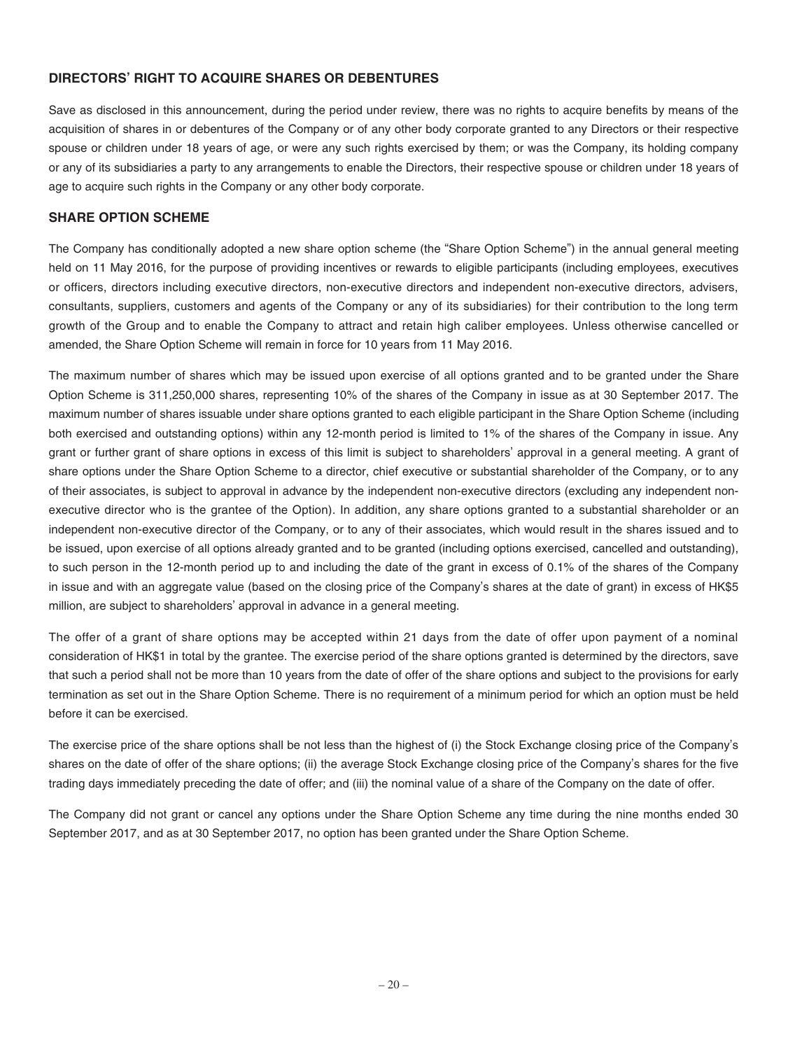## DIRECTORS' RIGHT TO ACQUIRE SHARES OR DEBENTURES

Save as disclosed in this announcement, during the period under review, there was no rights to acquire benefits by means of the acquisition of shares in or debentures of the Company or of any other body corporate granted to any Directors or their respective spouse or children under 18 years of age, or were any such rights exercised by them; or was the Company, its holding company or any of its subsidiaries a party to any arrangements to enable the Directors, their respective spouse or children under 18 years of age to acquire such rights in the Company or any other body corporate.

## SHARE OPTION SCHEME

The Company has conditionally adopted a new share option scheme (the "Share Option Scheme") in the annual general meeting held on 11 May 2016, for the purpose of providing incentives or rewards to eligible participants (including employees, executives or officers, directors including executive directors, non-executive directors and independent non-executive directors, advisers, consultants, suppliers, customers and agents of the Company or any of its subsidiaries) for their contribution to the long term growth of the Group and to enable the Company to attract and retain high caliber employees. Unless otherwise cancelled or amended, the Share Option Scheme will remain in force for 10 years from 11 May 2016.

The maximum number of shares which may be issued upon exercise of all options granted and to be granted under the Share Option Scheme is 311,250,000 shares, representing 10% of the shares of the Company in issue as at 30 September 2017. The maximum number of shares issuable under share options granted to each eligible participant in the Share Option Scheme (including both exercised and outstanding options) within any 12-month period is limited to 1% of the shares of the Company in issue. Any grant or further grant of share options in excess of this limit is subject to shareholders' approval in a general meeting. A grant of share options under the Share Option Scheme to a director, chief executive or substantial shareholder of the Company, or to any of their associates, is subject to approval in advance by the independent non-executive directors (excluding any independent non-executive director who is the grantee of the Option). In addition, any share options granted to a substantial shareholder or an independent non-executive director of the Company, or to any of their associates, which would result in the shares issued and to be issued, upon exercise of all options already granted and to be granted (including options exercised, cancelled and outstanding), to such person in the 12-month period up to and including the date of the grant in excess of 0.1% of the shares of the Company in issue and with an aggregate value (based on the closing price of the Company's shares at the date of grant) in excess of HK$5 million, are subject to shareholders' approval in advance in a general meeting.

The offer of a grant of share options may be accepted within 21 days from the date of offer upon payment of a nominal consideration of HK$1 in total by the grantee. The exercise period of the share options granted is determined by the directors, save that such a period shall not be more than 10 years from the date of offer of the share options and subject to the provisions for early termination as set out in the Share Option Scheme. There is no requirement of a minimum period for which an option must be held before it can be exercised.

The exercise price of the share options shall be not less than the highest of (i) the Stock Exchange closing price of the Company's shares on the date of offer of the share options; (ii) the average Stock Exchange closing price of the Company's shares for the five trading days immediately preceding the date of offer; and (iii) the nominal value of a share of the Company on the date of offer.

The Company did not grant or cancel any options under the Share Option Scheme any time during the nine months ended 30 September 2017, and as at 30 September 2017, no option has been granted under the Share Option Scheme.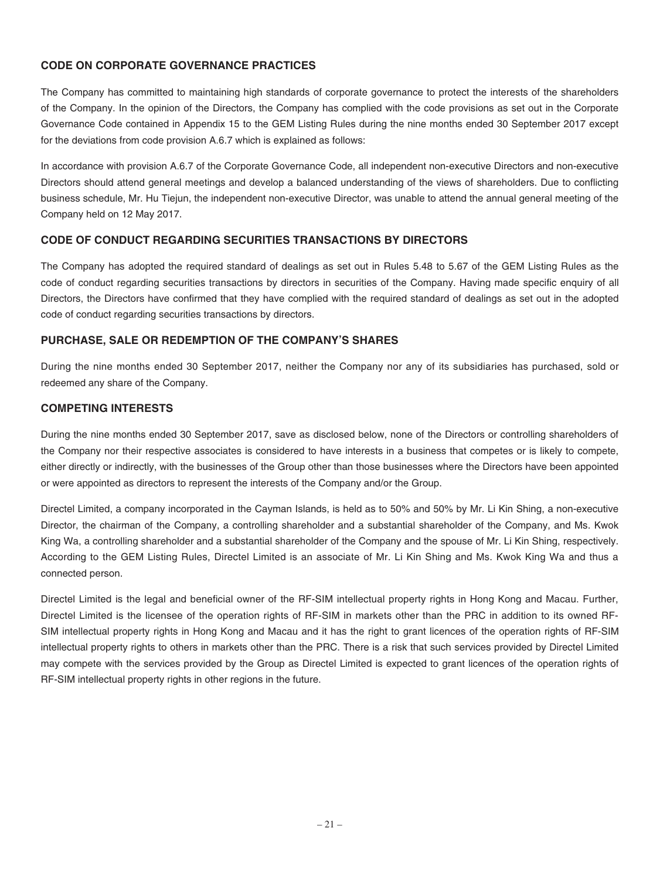## CODE ON CORPORATE GOVERNANCE PRACTICES

The Company has committed to maintaining high standards of corporate governance to protect the interests of the shareholders of the Company. In the opinion of the Directors, the Company has complied with the code provisions as set out in the Corporate Governance Code contained in Appendix 15 to the GEM Listing Rules during the nine months ended 30 September 2017 except for the deviations from code provision A.6.7 which is explained as follows:

In accordance with provision A.6.7 of the Corporate Governance Code, all independent non-executive Directors and non-executive Directors should attend general meetings and develop a balanced understanding of the views of shareholders. Due to conflicting business schedule, Mr. Hu Tiejun, the independent non-executive Director, was unable to attend the annual general meeting of the Company held on 12 May 2017.

## CODE OF CONDUCT REGARDING SECURITIES TRANSACTIONS BY DIRECTORS

The Company has adopted the required standard of dealings as set out in Rules 5.48 to 5.67 of the GEM Listing Rules as the code of conduct regarding securities transactions by directors in securities of the Company. Having made specific enquiry of all Directors, the Directors have confirmed that they have complied with the required standard of dealings as set out in the adopted code of conduct regarding securities transactions by directors.

## PURCHASE, SALE OR REDEMPTION OF THE COMPANY'S SHARES

During the nine months ended 30 September 2017, neither the Company nor any of its subsidiaries has purchased, sold or redeemed any share of the Company.

## COMPETING INTERESTS

During the nine months ended 30 September 2017, save as disclosed below, none of the Directors or controlling shareholders of the Company nor their respective associates is considered to have interests in a business that competes or is likely to compete, either directly or indirectly, with the businesses of the Group other than those businesses where the Directors have been appointed or were appointed as directors to represent the interests of the Company and/or the Group.

Directel Limited, a company incorporated in the Cayman Islands, is held as to 50% and 50% by Mr. Li Kin Shing, a non-executive Director, the chairman of the Company, a controlling shareholder and a substantial shareholder of the Company, and Ms. Kwok King Wa, a controlling shareholder and a substantial shareholder of the Company and the spouse of Mr. Li Kin Shing, respectively. According to the GEM Listing Rules, Directel Limited is an associate of Mr. Li Kin Shing and Ms. Kwok King Wa and thus a connected person.

Directel Limited is the legal and beneficial owner of the RF-SIM intellectual property rights in Hong Kong and Macau. Further, Directel Limited is the licensee of the operation rights of RF-SIM in markets other than the PRC in addition to its owned RF-SIM intellectual property rights in Hong Kong and Macau and it has the right to grant licences of the operation rights of RF-SIM intellectual property rights to others in markets other than the PRC. There is a risk that such services provided by Directel Limited may compete with the services provided by the Group as Directel Limited is expected to grant licences of the operation rights of RF-SIM intellectual property rights in other regions in the future.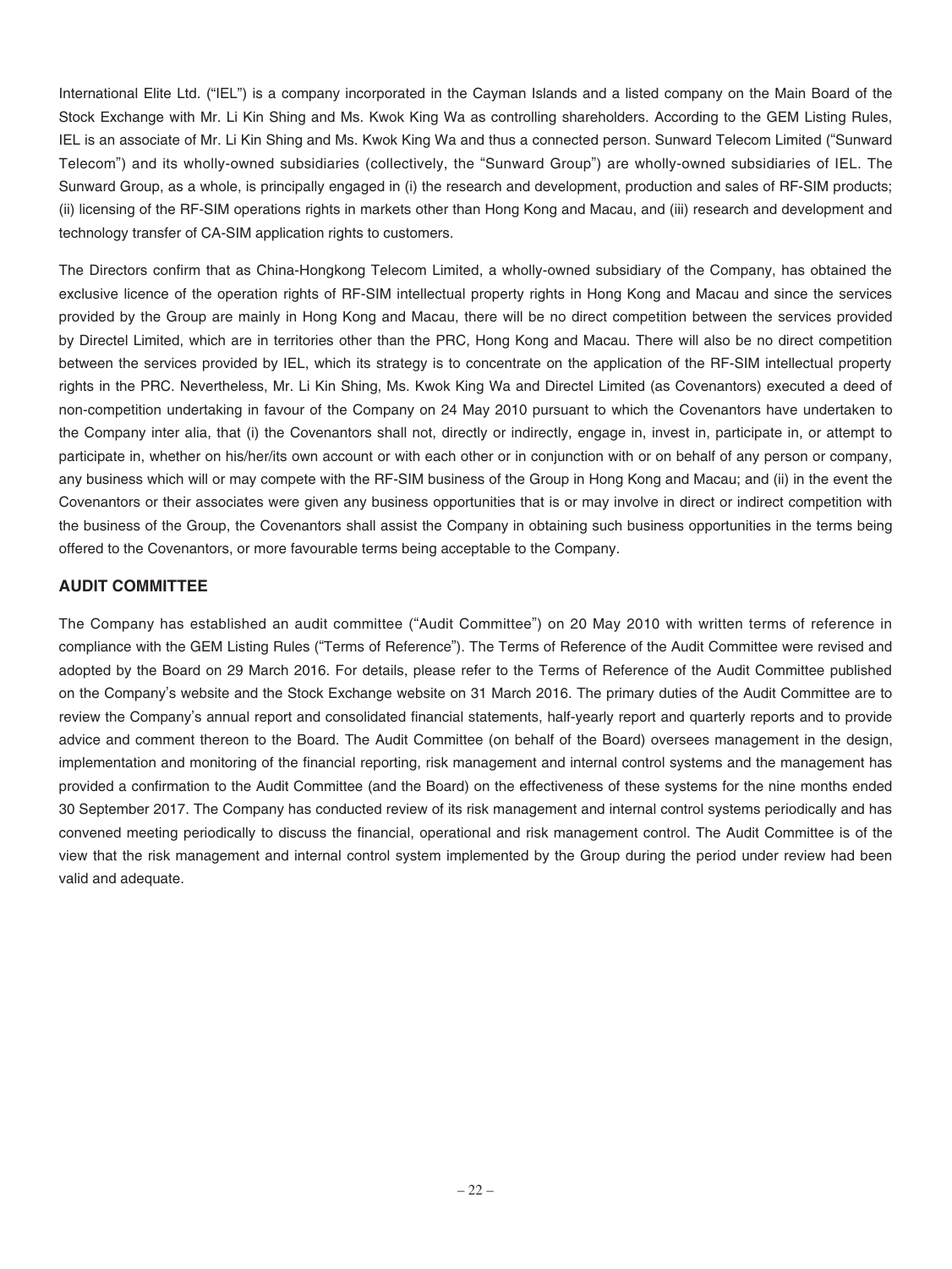International Elite Ltd. ("IEL") is a company incorporated in the Cayman Islands and a listed company on the Main Board of the Stock Exchange with Mr. Li Kin Shing and Ms. Kwok King Wa as controlling shareholders. According to the GEM Listing Rules, IEL is an associate of Mr. Li Kin Shing and Ms. Kwok King Wa and thus a connected person. Sunward Telecom Limited ("Sunward Telecom") and its wholly-owned subsidiaries (collectively, the "Sunward Group") are wholly-owned subsidiaries of IEL. The Sunward Group, as a whole, is principally engaged in (i) the research and development, production and sales of RF-SIM products; (ii) licensing of the RF-SIM operations rights in markets other than Hong Kong and Macau, and (iii) research and development and technology transfer of CA-SIM application rights to customers.

The Directors confirm that as China-Hongkong Telecom Limited, a wholly-owned subsidiary of the Company, has obtained the exclusive licence of the operation rights of RF-SIM intellectual property rights in Hong Kong and Macau and since the services provided by the Group are mainly in Hong Kong and Macau, there will be no direct competition between the services provided by Directel Limited, which are in territories other than the PRC, Hong Kong and Macau. There will also be no direct competition between the services provided by IEL, which its strategy is to concentrate on the application of the RF-SIM intellectual property rights in the PRC. Nevertheless, Mr. Li Kin Shing, Ms. Kwok King Wa and Directel Limited (as Covenantors) executed a deed of non-competition undertaking in favour of the Company on 24 May 2010 pursuant to which the Covenantors have undertaken to the Company inter alia, that (i) the Covenantors shall not, directly or indirectly, engage in, invest in, participate in, or attempt to participate in, whether on his/her/its own account or with each other or in conjunction with or on behalf of any person or company, any business which will or may compete with the RF-SIM business of the Group in Hong Kong and Macau; and (ii) in the event the Covenantors or their associates were given any business opportunities that is or may involve in direct or indirect competition with the business of the Group, the Covenantors shall assist the Company in obtaining such business opportunities in the terms being offered to the Covenantors, or more favourable terms being acceptable to the Company.

## AUDIT COMMITTEE

The Company has established an audit committee ("Audit Committee") on 20 May 2010 with written terms of reference in compliance with the GEM Listing Rules ("Terms of Reference"). The Terms of Reference of the Audit Committee were revised and adopted by the Board on 29 March 2016. For details, please refer to the Terms of Reference of the Audit Committee published on the Company's website and the Stock Exchange website on 31 March 2016. The primary duties of the Audit Committee are to review the Company's annual report and consolidated financial statements, half-yearly report and quarterly reports and to provide advice and comment thereon to the Board. The Audit Committee (on behalf of the Board) oversees management in the design, implementation and monitoring of the financial reporting, risk management and internal control systems and the management has provided a confirmation to the Audit Committee (and the Board) on the effectiveness of these systems for the nine months ended 30 September 2017. The Company has conducted review of its risk management and internal control systems periodically and has convened meeting periodically to discuss the financial, operational and risk management control. The Audit Committee is of the view that the risk management and internal control system implemented by the Group during the period under review had been valid and adequate.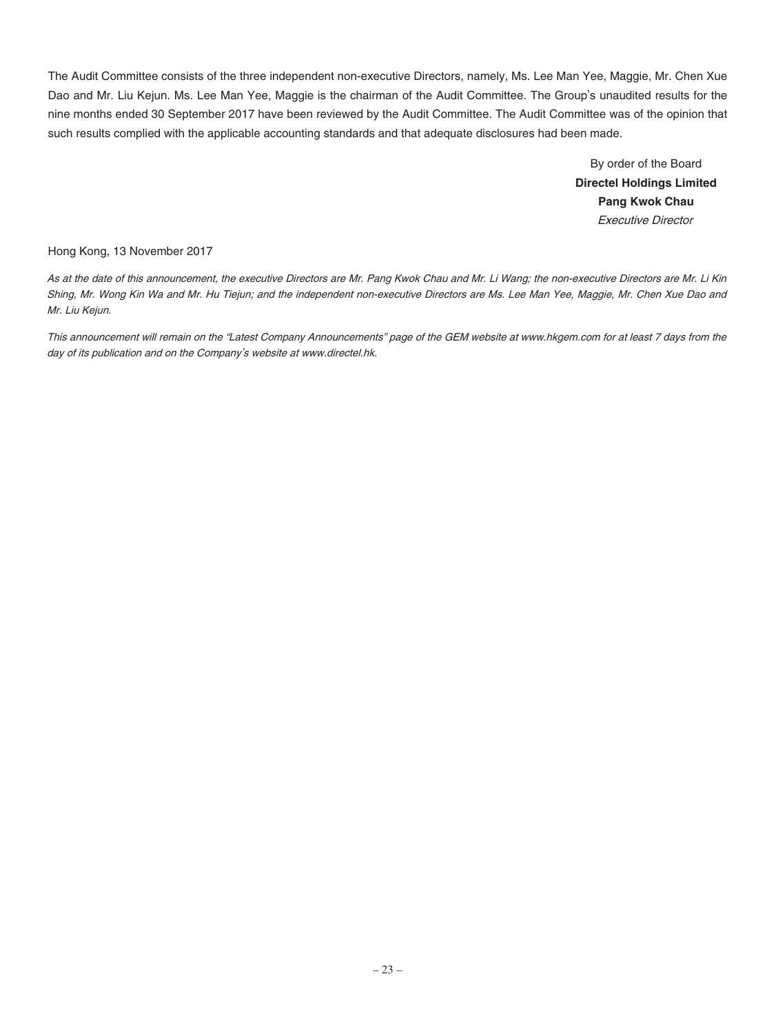The Audit Committee consists of the three independent non-executive Directors, namely, Ms. Lee Man Yee, Maggie, Mr. Chen Xue Dao and Mr. Liu Kejun. Ms. Lee Man Yee, Maggie is the chairman of the Audit Committee. The Group's unaudited results for the nine months ended 30 September 2017 have been reviewed by the Audit Committee. The Audit Committee was of the opinion that such results complied with the applicable accounting standards and that adequate disclosures had been made.

By order of the Board
**Directel Holdings Limited**
**Pang Kwok Chau**
*Executive Director*

Hong Kong, 13 November 2017

*As at the date of this announcement, the executive Directors are Mr. Pang Kwok Chau and Mr. Li Wang; the non-executive Directors are Mr. Li Kin Shing, Mr. Wong Kin Wa and Mr. Hu Tiejun; and the independent non-executive Directors are Ms. Lee Man Yee, Maggie, Mr. Chen Xue Dao and Mr. Liu Kejun.*

*This announcement will remain on the "Latest Company Announcements" page of the GEM website at www.hkgem.com for at least 7 days from the day of its publication and on the Company's website at www.directel.hk.*